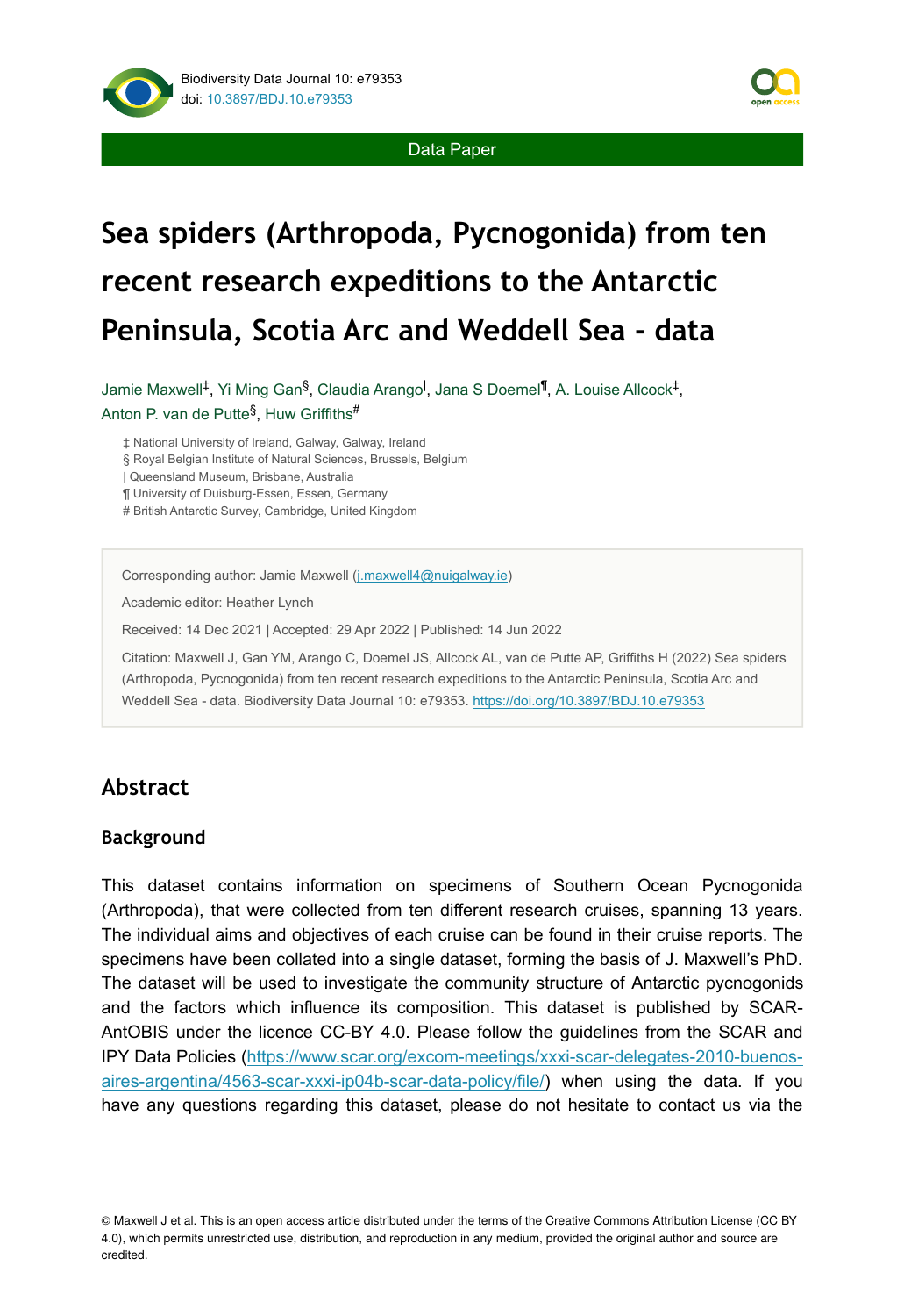Data Paper

# Sea spiders (Arthropoda, Pycnogonida) from ten recent research expeditions to the Antarctic Peninsula, Scotia Arc and Weddell Sea - data

Jamie Maxwell[‡], Yi Ming Gan[§], Claudia Arango[|], Jana S Doemel[¶], A. Louise Allcock[‡], Anton P. van de Putte[§], Huw Griffiths[#]

‡ National University of Ireland, Galway, Galway, Ireland
§ Royal Belgian Institute of Natural Sciences, Brussels, Belgium
| Queensland Museum, Brisbane, Australia
¶ University of Duisburg-Essen, Essen, Germany
# British Antarctic Survey, Cambridge, United Kingdom

Corresponding author: Jamie Maxwell (j.maxwell4@nuigalway.ie)

Academic editor: Heather Lynch

Received: 14 Dec 2021 | Accepted: 29 Apr 2022 | Published: 14 Jun 2022

Citation: Maxwell J, Gan YM, Arango C, Doemel JS, Allcock AL, van de Putte AP, Griffiths H (2022) Sea spiders (Arthropoda, Pycnogonida) from ten recent research expeditions to the Antarctic Peninsula, Scotia Arc and Weddell Sea - data. Biodiversity Data Journal 10: e79353. https://doi.org/10.3897/BDJ.10.e79353

## Abstract

### Background

This dataset contains information on specimens of Southern Ocean Pycnogonida (Arthropoda), that were collected from ten different research cruises, spanning 13 years. The individual aims and objectives of each cruise can be found in their cruise reports. The specimens have been collated into a single dataset, forming the basis of J. Maxwell's PhD. The dataset will be used to investigate the community structure of Antarctic pycnogonids and the factors which influence its composition. This dataset is published by SCAR-AntOBIS under the licence CC-BY 4.0. Please follow the guidelines from the SCAR and IPY Data Policies (https://www.scar.org/excom-meetings/xxxi-scar-delegates-2010-buenos-aires-argentina/4563-scar-xxxi-ip04b-scar-data-policy/file/) when using the data. If you have any questions regarding this dataset, please do not hesitate to contact us via the

© Maxwell J et al. This is an open access article distributed under the terms of the Creative Commons Attribution License (CC BY 4.0), which permits unrestricted use, distribution, and reproduction in any medium, provided the original author and source are credited.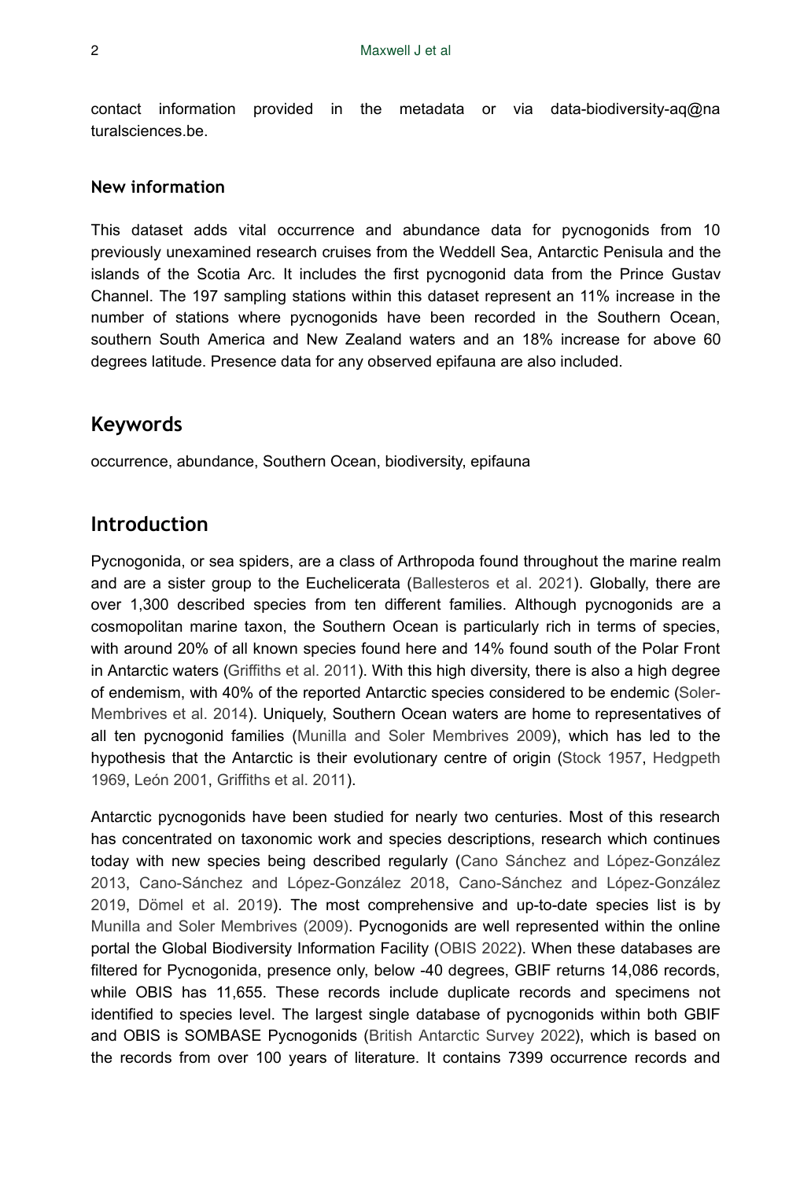contact information provided in the metadata or via data-biodiversity-aq@naturalsciences.be.

### New information

This dataset adds vital occurrence and abundance data for pycnogonids from 10 previously unexamined research cruises from the Weddell Sea, Antarctic Penisula and the islands of the Scotia Arc. It includes the first pycnogonid data from the Prince Gustav Channel. The 197 sampling stations within this dataset represent an 11% increase in the number of stations where pycnogonids have been recorded in the Southern Ocean, southern South America and New Zealand waters and an 18% increase for above 60 degrees latitude. Presence data for any observed epifauna are also included.

## Keywords

occurrence, abundance, Southern Ocean, biodiversity, epifauna

## Introduction

Pycnogonida, or sea spiders, are a class of Arthropoda found throughout the marine realm and are a sister group to the Euchelicerata (Ballesteros et al. 2021). Globally, there are over 1,300 described species from ten different families. Although pycnogonids are a cosmopolitan marine taxon, the Southern Ocean is particularly rich in terms of species, with around 20% of all known species found here and 14% found south of the Polar Front in Antarctic waters (Griffiths et al. 2011). With this high diversity, there is also a high degree of endemism, with 40% of the reported Antarctic species considered to be endemic (Soler-Membrives et al. 2014). Uniquely, Southern Ocean waters are home to representatives of all ten pycnogonid families (Munilla and Soler Membrives 2009), which has led to the hypothesis that the Antarctic is their evolutionary centre of origin (Stock 1957, Hedgpeth 1969, León 2001, Griffiths et al. 2011).

Antarctic pycnogonids have been studied for nearly two centuries. Most of this research has concentrated on taxonomic work and species descriptions, research which continues today with new species being described regularly (Cano Sánchez and López-González 2013, Cano-Sánchez and López-González 2018, Cano-Sánchez and López-González 2019, Dömel et al. 2019). The most comprehensive and up-to-date species list is by Munilla and Soler Membrives (2009). Pycnogonids are well represented within the online portal the Global Biodiversity Information Facility (OBIS 2022). When these databases are filtered for Pycnogonida, presence only, below -40 degrees, GBIF returns 14,086 records, while OBIS has 11,655. These records include duplicate records and specimens not identified to species level. The largest single database of pycnogonids within both GBIF and OBIS is SOMBASE Pycnogonids (British Antarctic Survey 2022), which is based on the records from over 100 years of literature. It contains 7399 occurrence records and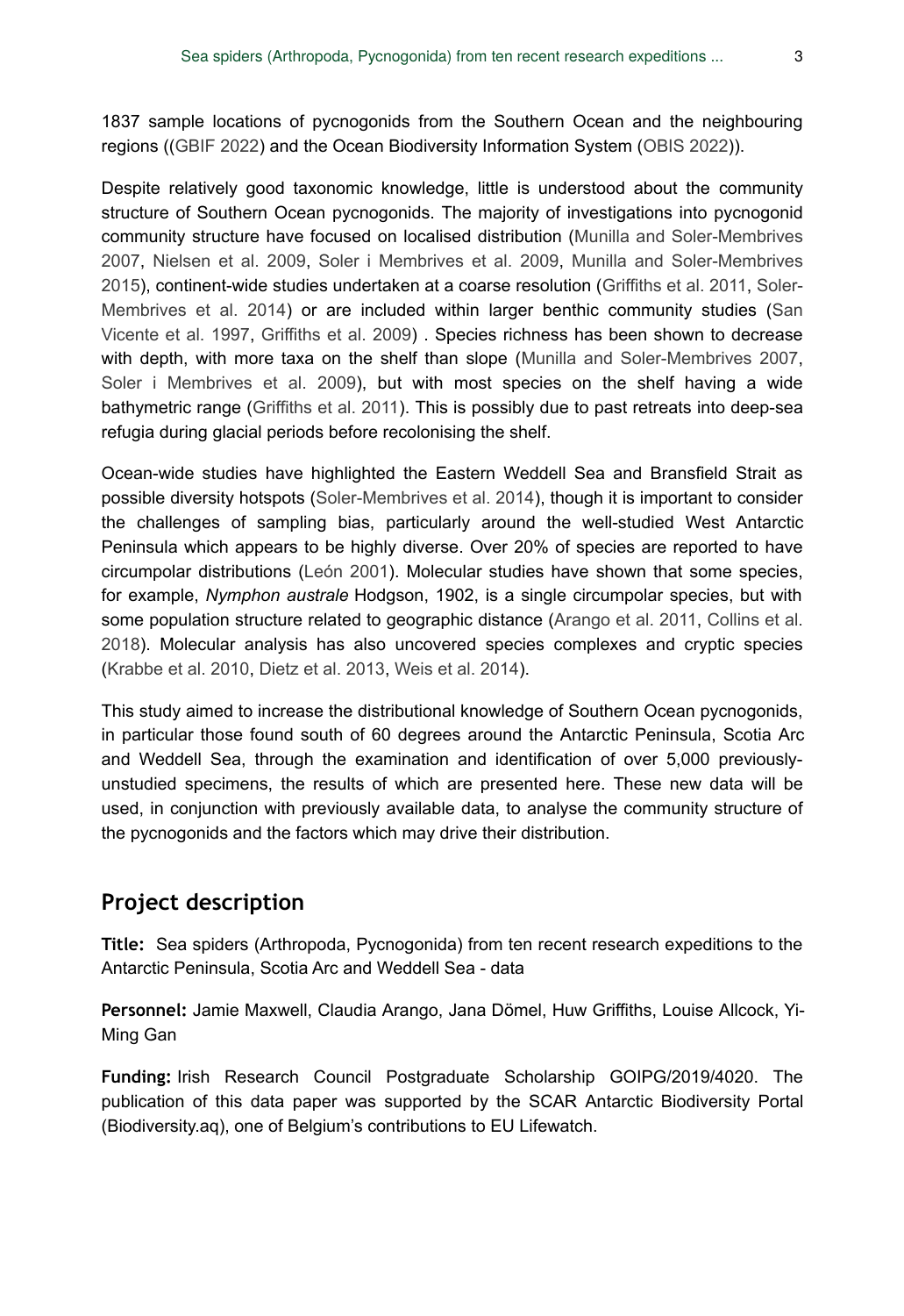1837 sample locations of pycnogonids from the Southern Ocean and the neighbouring regions ((GBIF 2022) and the Ocean Biodiversity Information System (OBIS 2022)).

Despite relatively good taxonomic knowledge, little is understood about the community structure of Southern Ocean pycnogonids. The majority of investigations into pycnogonid community structure have focused on localised distribution (Munilla and Soler-Membrives 2007, Nielsen et al. 2009, Soler i Membrives et al. 2009, Munilla and Soler-Membrives 2015), continent-wide studies undertaken at a coarse resolution (Griffiths et al. 2011, Soler-Membrives et al. 2014) or are included within larger benthic community studies (San Vicente et al. 1997, Griffiths et al. 2009) . Species richness has been shown to decrease with depth, with more taxa on the shelf than slope (Munilla and Soler-Membrives 2007, Soler i Membrives et al. 2009), but with most species on the shelf having a wide bathymetric range (Griffiths et al. 2011). This is possibly due to past retreats into deep-sea refugia during glacial periods before recolonising the shelf.

Ocean-wide studies have highlighted the Eastern Weddell Sea and Bransfield Strait as possible diversity hotspots (Soler-Membrives et al. 2014), though it is important to consider the challenges of sampling bias, particularly around the well-studied West Antarctic Peninsula which appears to be highly diverse. Over 20% of species are reported to have circumpolar distributions (León 2001). Molecular studies have shown that some species, for example, *Nymphon australe* Hodgson, 1902, is a single circumpolar species, but with some population structure related to geographic distance (Arango et al. 2011, Collins et al. 2018). Molecular analysis has also uncovered species complexes and cryptic species (Krabbe et al. 2010, Dietz et al. 2013, Weis et al. 2014).

This study aimed to increase the distributional knowledge of Southern Ocean pycnogonids, in particular those found south of 60 degrees around the Antarctic Peninsula, Scotia Arc and Weddell Sea, through the examination and identification of over 5,000 previously-unstudied specimens, the results of which are presented here. These new data will be used, in conjunction with previously available data, to analyse the community structure of the pycnogonids and the factors which may drive their distribution.

## Project description

**Title:** Sea spiders (Arthropoda, Pycnogonida) from ten recent research expeditions to the Antarctic Peninsula, Scotia Arc and Weddell Sea - data

**Personnel:** Jamie Maxwell, Claudia Arango, Jana Dömel, Huw Griffiths, Louise Allcock, Yi-Ming Gan

**Funding:** Irish Research Council Postgraduate Scholarship GOIPG/2019/4020. The publication of this data paper was supported by the SCAR Antarctic Biodiversity Portal (Biodiversity.aq), one of Belgium's contributions to EU Lifewatch.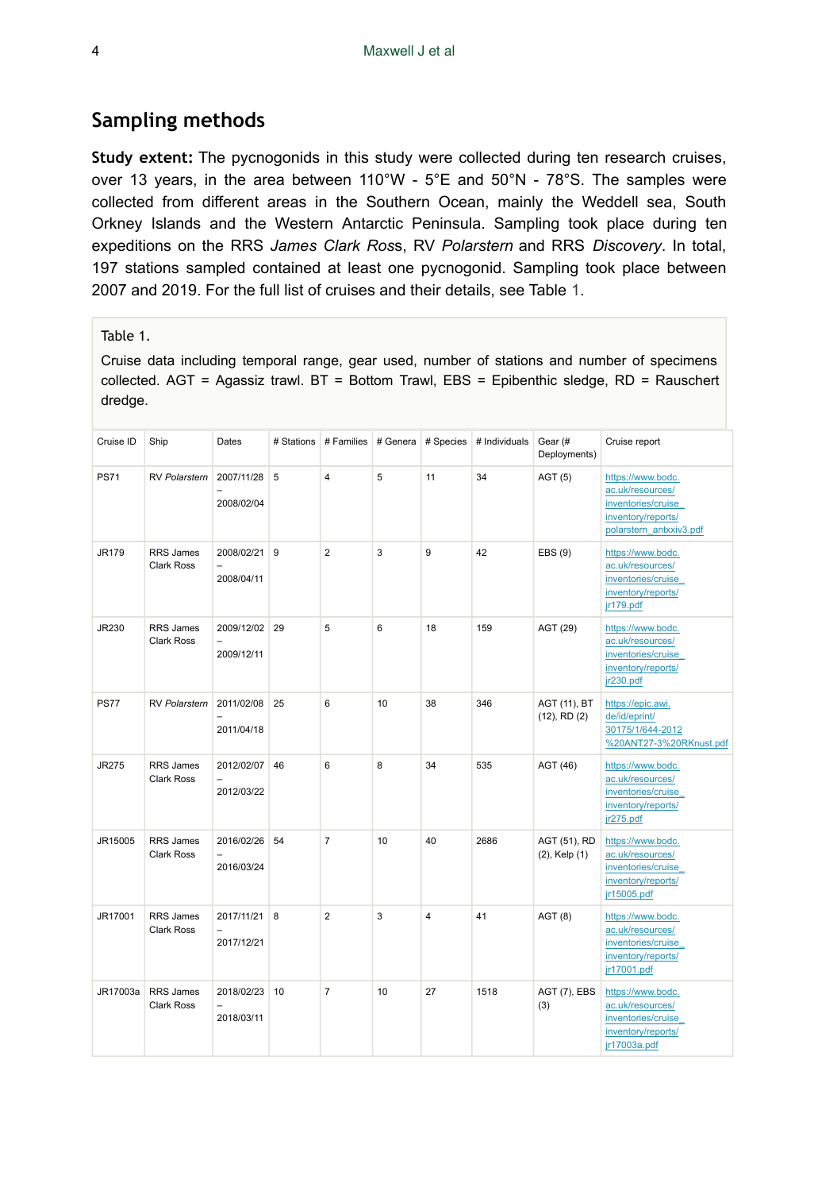## Sampling methods

**Study extent:** The pycnogonids in this study were collected during ten research cruises, over 13 years, in the area between 110°W - 5°E and 50°N - 78°S. The samples were collected from different areas in the Southern Ocean, mainly the Weddell sea, South Orkney Islands and the Western Antarctic Peninsula. Sampling took place during ten expeditions on the RRS *James Clark Ross*, RV *Polarstern* and RRS *Discovery*. In total, 197 stations sampled contained at least one pycnogonid. Sampling took place between 2007 and 2019. For the full list of cruises and their details, see Table 1.

Table 1.

Cruise data including temporal range, gear used, number of stations and number of specimens collected. AGT = Agassiz trawl. BT = Bottom Trawl, EBS = Epibenthic sledge, RD = Rauschert dredge.

| Cruise ID | Ship | Dates | # Stations | # Families | # Genera | # Species | # Individuals | Gear (# Deployments) | Cruise report |
|---|---|---|---|---|---|---|---|---|---|
| PS71 | RV *Polarstern* | 2007/11/28 – 2008/02/04 | 5 | 4 | 5 | 11 | 34 | AGT (5) | https://www.bodc.ac.uk/resources/inventories/cruise_inventory/reports/polarstern_antxxiv3.pdf |
| JR179 | RRS James Clark Ross | 2008/02/21 – 2008/04/11 | 9 | 2 | 3 | 9 | 42 | EBS (9) | https://www.bodc.ac.uk/resources/inventories/cruise_inventory/reports/jr179.pdf |
| JR230 | RRS James Clark Ross | 2009/12/02 – 2009/12/11 | 29 | 5 | 6 | 18 | 159 | AGT (29) | https://www.bodc.ac.uk/resources/inventories/cruise_inventory/reports/jr230.pdf |
| PS77 | RV *Polarstern* | 2011/02/08 – 2011/04/18 | 25 | 6 | 10 | 38 | 346 | AGT (11), BT (12), RD (2) | https://epic.awi.de/id/eprint/30175/1/644-2012%20ANT27-3%20RKnust.pdf |
| JR275 | RRS James Clark Ross | 2012/02/07 – 2012/03/22 | 46 | 6 | 8 | 34 | 535 | AGT (46) | https://www.bodc.ac.uk/resources/inventories/cruise_inventory/reports/jr275.pdf |
| JR15005 | RRS James Clark Ross | 2016/02/26 – 2016/03/24 | 54 | 7 | 10 | 40 | 2686 | AGT (51), RD (2), Kelp (1) | https://www.bodc.ac.uk/resources/inventories/cruise_inventory/reports/jr15005.pdf |
| JR17001 | RRS James Clark Ross | 2017/11/21 – 2017/12/21 | 8 | 2 | 3 | 4 | 41 | AGT (8) | https://www.bodc.ac.uk/resources/inventories/cruise_inventory/reports/jr17001.pdf |
| JR17003a | RRS James Clark Ross | 2018/02/23 – 2018/03/11 | 10 | 7 | 10 | 27 | 1518 | AGT (7), EBS (3) | https://www.bodc.ac.uk/resources/inventories/cruise_inventory/reports/jr17003a.pdf |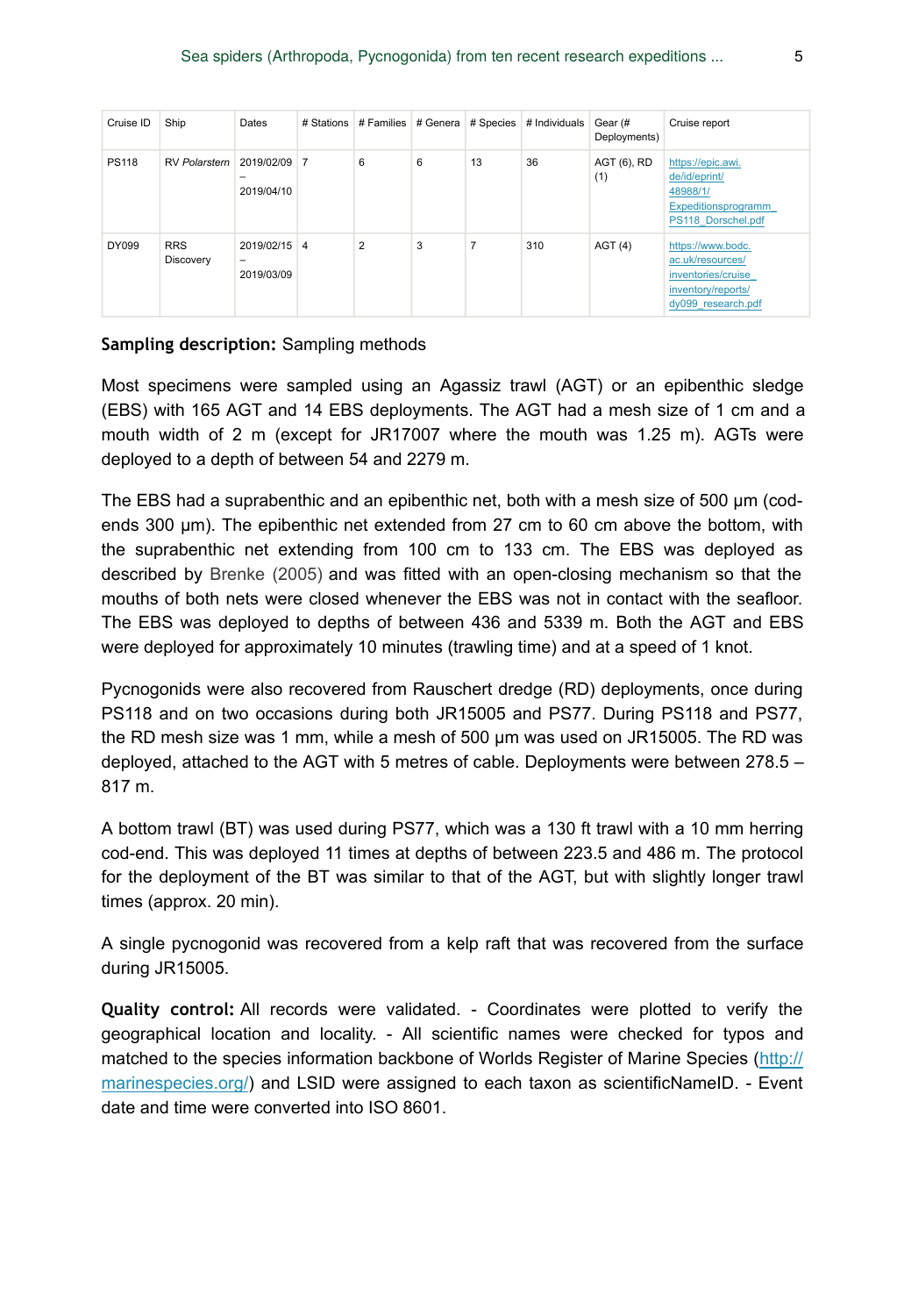| Cruise ID | Ship | Dates | # Stations | # Families | # Genera | # Species | # Individuals | Gear (# Deployments) | Cruise report |
|---|---|---|---|---|---|---|---|---|---|
| PS118 | RV *Polarstern* | 2019/02/09 – 2019/04/10 | 7 | 6 | 6 | 13 | 36 | AGT (6), RD (1) | https://epic.awi.de/id/eprint/48988/1/Expeditionsprogramm_PS118_Dorschel.pdf |
| DY099 | RRS Discovery | 2019/02/15 – 2019/03/09 | 4 | 2 | 3 | 7 | 310 | AGT (4) | https://www.bodc.ac.uk/resources/inventories/cruise_inventory/reports/dy099_research.pdf |

**Sampling description:** Sampling methods

Most specimens were sampled using an Agassiz trawl (AGT) or an epibenthic sledge (EBS) with 165 AGT and 14 EBS deployments. The AGT had a mesh size of 1 cm and a mouth width of 2 m (except for JR17007 where the mouth was 1.25 m). AGTs were deployed to a depth of between 54 and 2279 m.

The EBS had a suprabenthic and an epibenthic net, both with a mesh size of 500 µm (cod-ends 300 µm). The epibenthic net extended from 27 cm to 60 cm above the bottom, with the suprabenthic net extending from 100 cm to 133 cm. The EBS was deployed as described by Brenke (2005) and was fitted with an open-closing mechanism so that the mouths of both nets were closed whenever the EBS was not in contact with the seafloor. The EBS was deployed to depths of between 436 and 5339 m. Both the AGT and EBS were deployed for approximately 10 minutes (trawling time) and at a speed of 1 knot.

Pycnogonids were also recovered from Rauschert dredge (RD) deployments, once during PS118 and on two occasions during both JR15005 and PS77. During PS118 and PS77, the RD mesh size was 1 mm, while a mesh of 500 µm was used on JR15005. The RD was deployed, attached to the AGT with 5 metres of cable. Deployments were between 278.5 – 817 m.

A bottom trawl (BT) was used during PS77, which was a 130 ft trawl with a 10 mm herring cod-end. This was deployed 11 times at depths of between 223.5 and 486 m. The protocol for the deployment of the BT was similar to that of the AGT, but with slightly longer trawl times (approx. 20 min).

A single pycnogonid was recovered from a kelp raft that was recovered from the surface during JR15005.

**Quality control:** All records were validated. - Coordinates were plotted to verify the geographical location and locality. - All scientific names were checked for typos and matched to the species information backbone of Worlds Register of Marine Species (http://marinespecies.org/) and LSID were assigned to each taxon as scientificNameID. - Event date and time were converted into ISO 8601.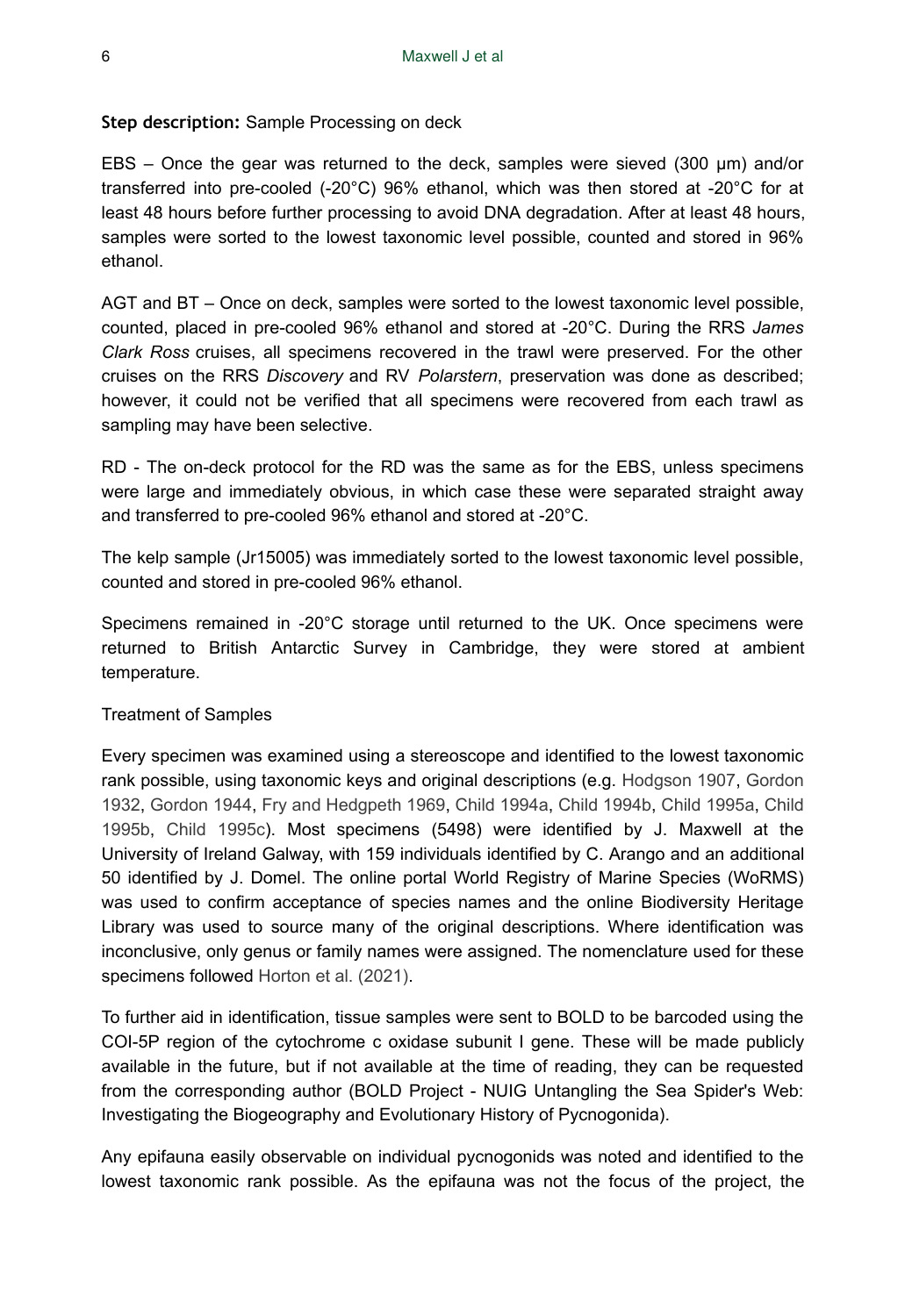**Step description:** Sample Processing on deck

EBS – Once the gear was returned to the deck, samples were sieved (300 µm) and/or transferred into pre-cooled (-20°C) 96% ethanol, which was then stored at -20°C for at least 48 hours before further processing to avoid DNA degradation. After at least 48 hours, samples were sorted to the lowest taxonomic level possible, counted and stored in 96% ethanol.

AGT and BT – Once on deck, samples were sorted to the lowest taxonomic level possible, counted, placed in pre-cooled 96% ethanol and stored at -20°C. During the RRS *James Clark Ross* cruises, all specimens recovered in the trawl were preserved. For the other cruises on the RRS *Discovery* and RV *Polarstern*, preservation was done as described; however, it could not be verified that all specimens were recovered from each trawl as sampling may have been selective.

RD - The on-deck protocol for the RD was the same as for the EBS, unless specimens were large and immediately obvious, in which case these were separated straight away and transferred to pre-cooled 96% ethanol and stored at -20°C.

The kelp sample (Jr15005) was immediately sorted to the lowest taxonomic level possible, counted and stored in pre-cooled 96% ethanol.

Specimens remained in -20°C storage until returned to the UK. Once specimens were returned to British Antarctic Survey in Cambridge, they were stored at ambient temperature.

Treatment of Samples

Every specimen was examined using a stereoscope and identified to the lowest taxonomic rank possible, using taxonomic keys and original descriptions (e.g. Hodgson 1907, Gordon 1932, Gordon 1944, Fry and Hedgpeth 1969, Child 1994a, Child 1994b, Child 1995a, Child 1995b, Child 1995c). Most specimens (5498) were identified by J. Maxwell at the University of Ireland Galway, with 159 individuals identified by C. Arango and an additional 50 identified by J. Domel. The online portal World Registry of Marine Species (WoRMS) was used to confirm acceptance of species names and the online Biodiversity Heritage Library was used to source many of the original descriptions. Where identification was inconclusive, only genus or family names were assigned. The nomenclature used for these specimens followed Horton et al. (2021).

To further aid in identification, tissue samples were sent to BOLD to be barcoded using the COI-5P region of the cytochrome c oxidase subunit I gene. These will be made publicly available in the future, but if not available at the time of reading, they can be requested from the corresponding author (BOLD Project - NUIG Untangling the Sea Spider's Web: Investigating the Biogeography and Evolutionary History of Pycnogonida).

Any epifauna easily observable on individual pycnogonids was noted and identified to the lowest taxonomic rank possible. As the epifauna was not the focus of the project, the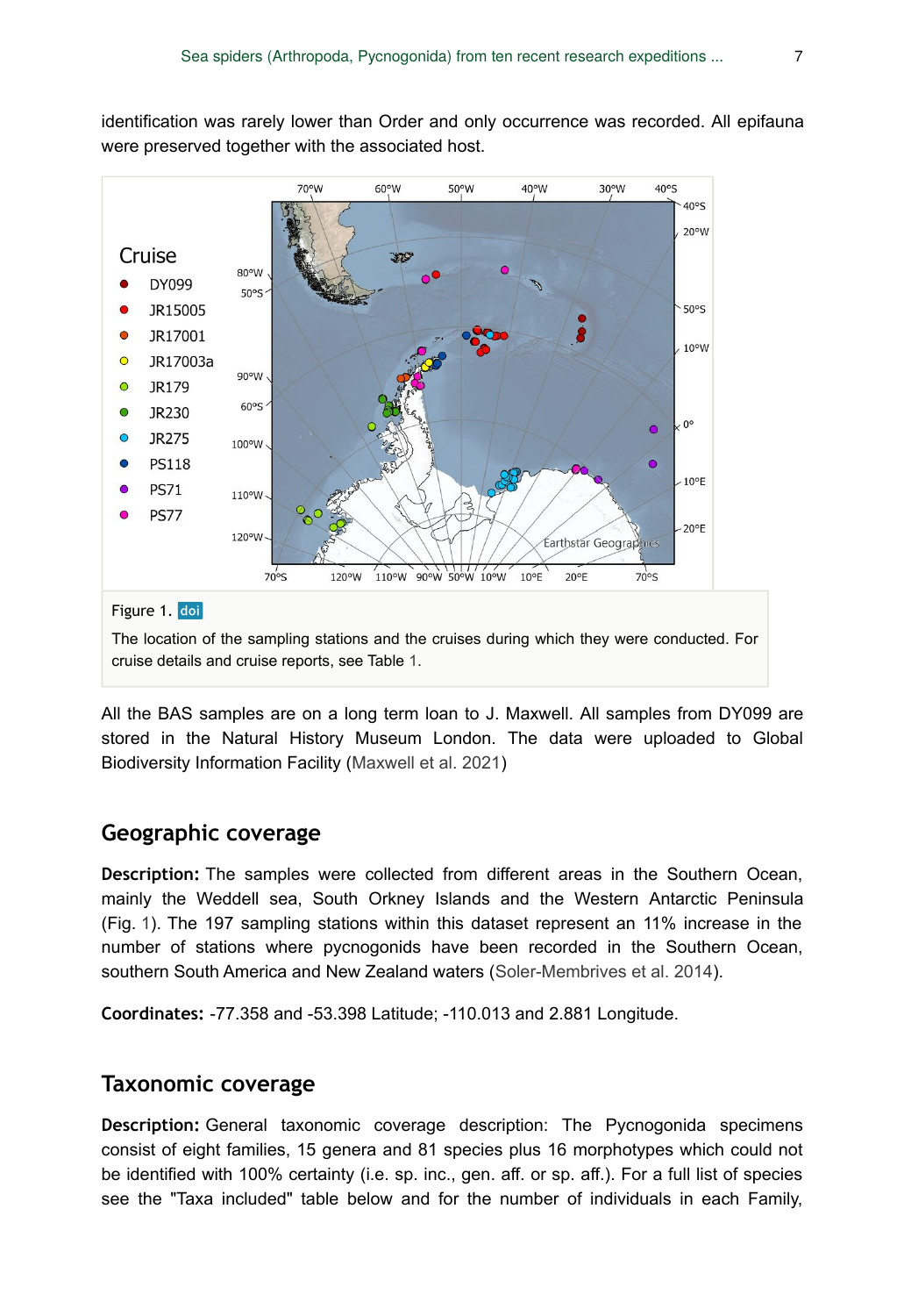identification was rarely lower than Order and only occurrence was recorded. All epifauna were preserved together with the associated host.

Figure 1. doi

The location of the sampling stations and the cruises during which they were conducted. For cruise details and cruise reports, see Table 1.

All the BAS samples are on a long term loan to J. Maxwell. All samples from DY099 are stored in the Natural History Museum London. The data were uploaded to Global Biodiversity Information Facility (Maxwell et al. 2021)

## Geographic coverage

**Description:** The samples were collected from different areas in the Southern Ocean, mainly the Weddell sea, South Orkney Islands and the Western Antarctic Peninsula (Fig. 1). The 197 sampling stations within this dataset represent an 11% increase in the number of stations where pycnogonids have been recorded in the Southern Ocean, southern South America and New Zealand waters (Soler-Membrives et al. 2014).

**Coordinates:** -77.358 and -53.398 Latitude; -110.013 and 2.881 Longitude.

## Taxonomic coverage

**Description:** General taxonomic coverage description: The Pycnogonida specimens consist of eight families, 15 genera and 81 species plus 16 morphotypes which could not be identified with 100% certainty (i.e. sp. inc., gen. aff. or sp. aff.). For a full list of species see the "Taxa included" table below and for the number of individuals in each Family,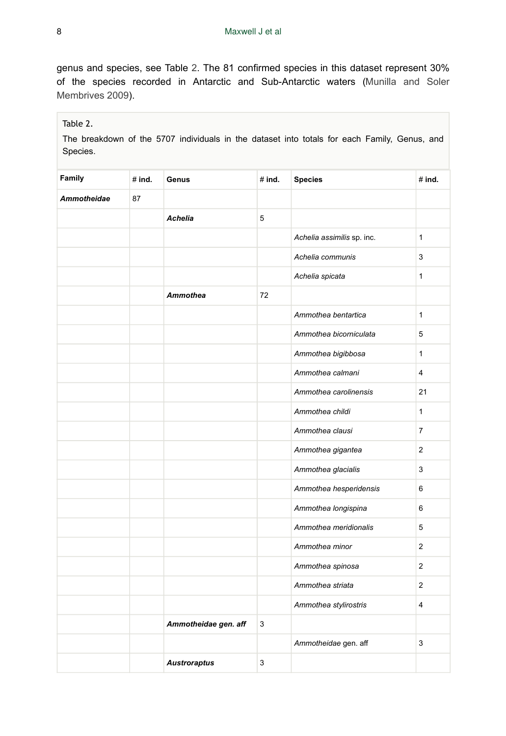genus and species, see Table 2. The 81 confirmed species in this dataset represent 30% of the species recorded in Antarctic and Sub-Antarctic waters (Munilla and Soler Membrives 2009).

Table 2.

The breakdown of the 5707 individuals in the dataset into totals for each Family, Genus, and Species.

| Family | # ind. | Genus | # ind. | Species | # ind. |
|---|---|---|---|---|---|
| ***Ammotheidae*** | 87 | | | | |
| | | ***Achelia*** | 5 | | |
| | | | | *Achelia assimilis* sp. inc. | 1 |
| | | | | *Achelia communis* | 3 |
| | | | | *Achelia spicata* | 1 |
| | | ***Ammothea*** | 72 | | |
| | | | | *Ammothea bentartica* | 1 |
| | | | | *Ammothea bicorniculata* | 5 |
| | | | | *Ammothea bigibbosa* | 1 |
| | | | | *Ammothea calmani* | 4 |
| | | | | *Ammothea carolinensis* | 21 |
| | | | | *Ammothea childi* | 1 |
| | | | | *Ammothea clausi* | 7 |
| | | | | *Ammothea gigantea* | 2 |
| | | | | *Ammothea glacialis* | 3 |
| | | | | *Ammothea hesperidensis* | 6 |
| | | | | *Ammothea longispina* | 6 |
| | | | | *Ammothea meridionalis* | 5 |
| | | | | *Ammothea minor* | 2 |
| | | | | *Ammothea spinosa* | 2 |
| | | | | *Ammothea striata* | 2 |
| | | | | *Ammothea stylirostris* | 4 |
| | | ***Ammotheidae gen. aff*** | 3 | | |
| | | | | *Ammotheidae* gen. aff | 3 |
| | | ***Austroraptus*** | 3 | | |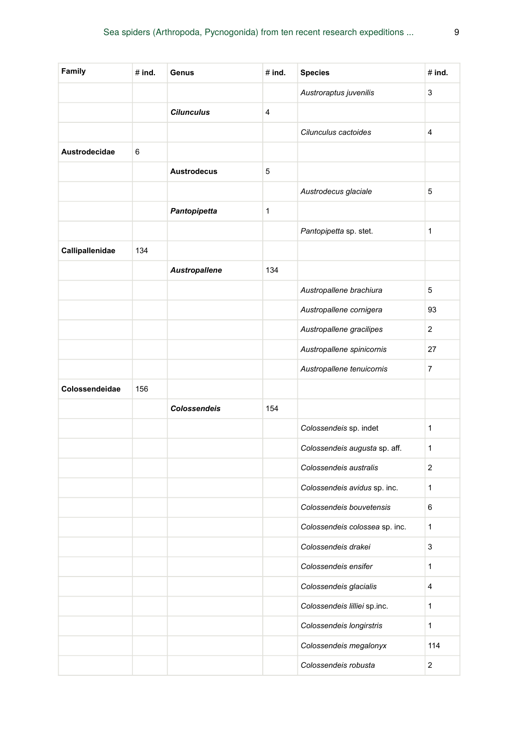| Family | # ind. | Genus | # ind. | Species | # ind. |
| --- | --- | --- | --- | --- | --- |
| | | | | *Austroraptus juvenilis* | 3 |
| | | ***Cilunculus*** | 4 | | |
| | | | | *Cilunculus cactoides* | 4 |
| **Austrodecidae** | 6 | | | | |
| | | **Austrodecus** | 5 | | |
| | | | | *Austrodecus glaciale* | 5 |
| | | ***Pantopipetta*** | 1 | | |
| | | | | *Pantopipetta* sp. stet. | 1 |
| **Callipallenidae** | 134 | | | | |
| | | ***Austropallene*** | 134 | | |
| | | | | *Austropallene brachiura* | 5 |
| | | | | *Austropallene cornigera* | 93 |
| | | | | *Austropallene gracilipes* | 2 |
| | | | | *Austropallene spinicornis* | 27 |
| | | | | *Austropallene tenuicornis* | 7 |
| **Colossendeidae** | 156 | | | | |
| | | ***Colossendeis*** | 154 | | |
| | | | | *Colossendeis* sp. indet | 1 |
| | | | | *Colossendeis augusta* sp. aff. | 1 |
| | | | | *Colossendeis australis* | 2 |
| | | | | *Colossendeis avidus* sp. inc. | 1 |
| | | | | *Colossendeis bouvetensis* | 6 |
| | | | | *Colossendeis colossea* sp. inc. | 1 |
| | | | | *Colossendeis drakei* | 3 |
| | | | | *Colossendeis ensifer* | 1 |
| | | | | *Colossendeis glacialis* | 4 |
| | | | | *Colossendeis lilliei* sp.inc. | 1 |
| | | | | *Colossendeis longirstris* | 1 |
| | | | | *Colossendeis megalonyx* | 114 |
| | | | | *Colossendeis robusta* | 2 |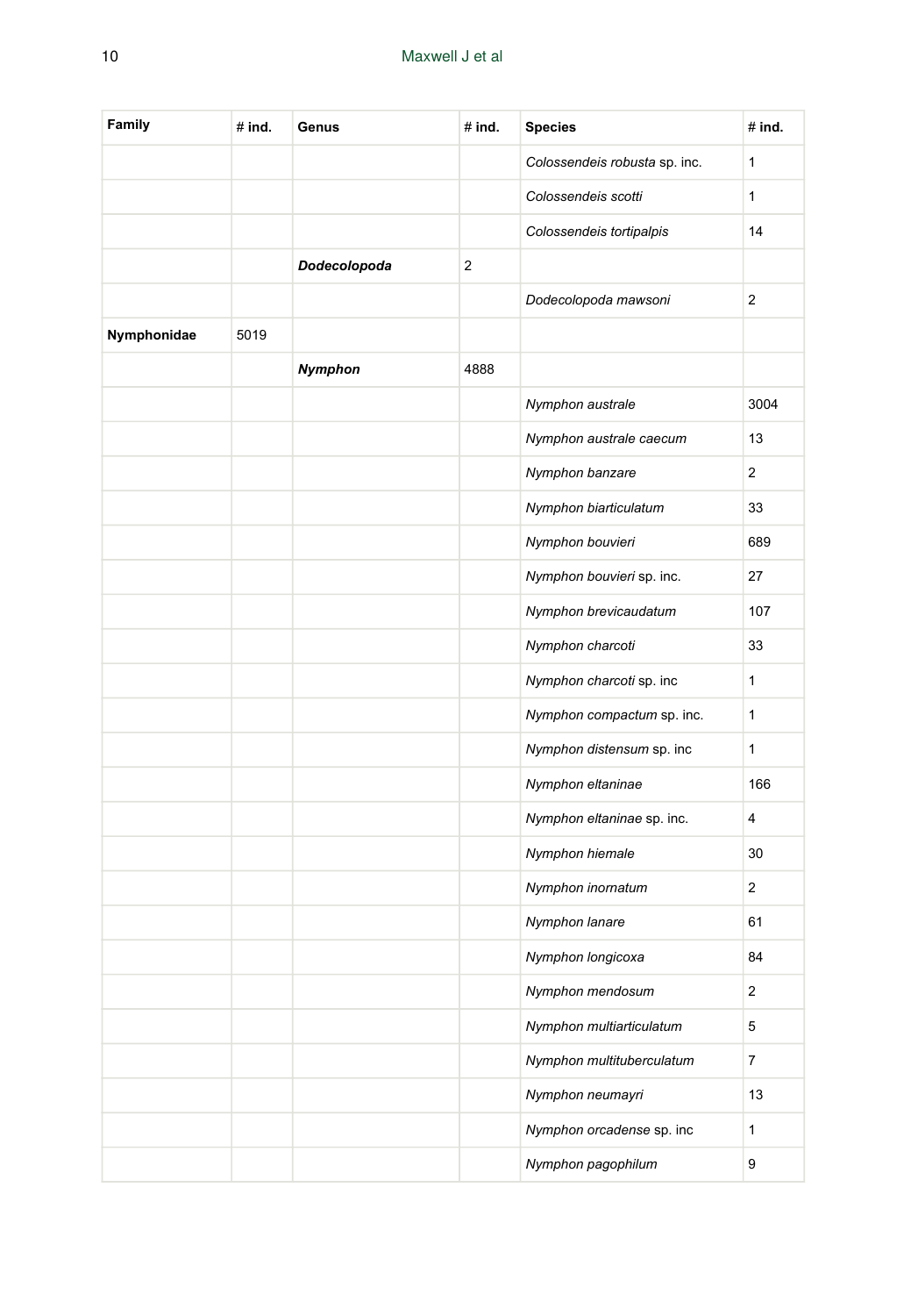| Family | # ind. | Genus | # ind. | Species | # ind. |
|---|---|---|---|---|---|
| | | | | *Colossendeis robusta* sp. inc. | 1 |
| | | | | *Colossendeis scotti* | 1 |
| | | | | *Colossendeis tortipalpis* | 14 |
| | | ***Dodecolopoda*** | 2 | | |
| | | | | *Dodecolopoda mawsoni* | 2 |
| **Nymphonidae** | 5019 | | | | |
| | | ***Nymphon*** | 4888 | | |
| | | | | *Nymphon australe* | 3004 |
| | | | | *Nymphon australe caecum* | 13 |
| | | | | *Nymphon banzare* | 2 |
| | | | | *Nymphon biarticulatum* | 33 |
| | | | | *Nymphon bouvieri* | 689 |
| | | | | *Nymphon bouvieri* sp. inc. | 27 |
| | | | | *Nymphon brevicaudatum* | 107 |
| | | | | *Nymphon charcoti* | 33 |
| | | | | *Nymphon charcoti* sp. inc | 1 |
| | | | | *Nymphon compactum* sp. inc. | 1 |
| | | | | *Nymphon distensum* sp. inc | 1 |
| | | | | *Nymphon eltaninae* | 166 |
| | | | | *Nymphon eltaninae* sp. inc. | 4 |
| | | | | *Nymphon hiemale* | 30 |
| | | | | *Nymphon inornatum* | 2 |
| | | | | *Nymphon lanare* | 61 |
| | | | | *Nymphon longicoxa* | 84 |
| | | | | *Nymphon mendosum* | 2 |
| | | | | *Nymphon multiarticulatum* | 5 |
| | | | | *Nymphon multituberculatum* | 7 |
| | | | | *Nymphon neumayri* | 13 |
| | | | | *Nymphon orcadense* sp. inc | 1 |
| | | | | *Nymphon pagophilum* | 9 |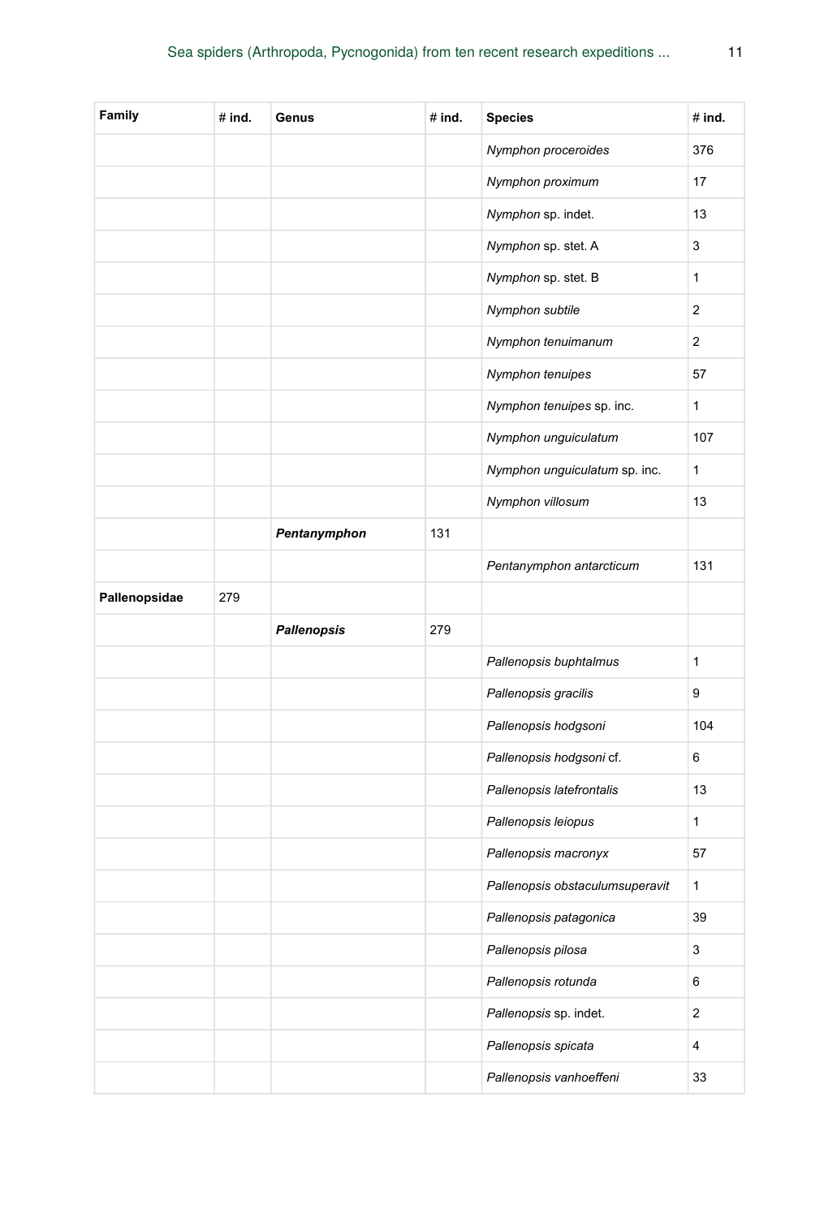| Family | # ind. | Genus | # ind. | Species | # ind. |
|---|---|---|---|---|---|
| | | | | *Nymphon proceroides* | 376 |
| | | | | *Nymphon proximum* | 17 |
| | | | | *Nymphon* sp. indet. | 13 |
| | | | | *Nymphon* sp. stet. A | 3 |
| | | | | *Nymphon* sp. stet. B | 1 |
| | | | | *Nymphon subtile* | 2 |
| | | | | *Nymphon tenuimanum* | 2 |
| | | | | *Nymphon tenuipes* | 57 |
| | | | | *Nymphon tenuipes* sp. inc. | 1 |
| | | | | *Nymphon unguiculatum* | 107 |
| | | | | *Nymphon unguiculatum* sp. inc. | 1 |
| | | | | *Nymphon villosum* | 13 |
| | | ***Pentanymphon*** | 131 | | |
| | | | | *Pentanymphon antarcticum* | 131 |
| **Pallenopsidae** | 279 | | | | |
| | | ***Pallenopsis*** | 279 | | |
| | | | | *Pallenopsis buphtalmus* | 1 |
| | | | | *Pallenopsis gracilis* | 9 |
| | | | | *Pallenopsis hodgsoni* | 104 |
| | | | | *Pallenopsis hodgsoni* cf. | 6 |
| | | | | *Pallenopsis latefrontalis* | 13 |
| | | | | *Pallenopsis leiopus* | 1 |
| | | | | *Pallenopsis macronyx* | 57 |
| | | | | *Pallenopsis obstaculumsuperavit* | 1 |
| | | | | *Pallenopsis patagonica* | 39 |
| | | | | *Pallenopsis pilosa* | 3 |
| | | | | *Pallenopsis rotunda* | 6 |
| | | | | *Pallenopsis* sp. indet. | 2 |
| | | | | *Pallenopsis spicata* | 4 |
| | | | | *Pallenopsis vanhoeffeni* | 33 |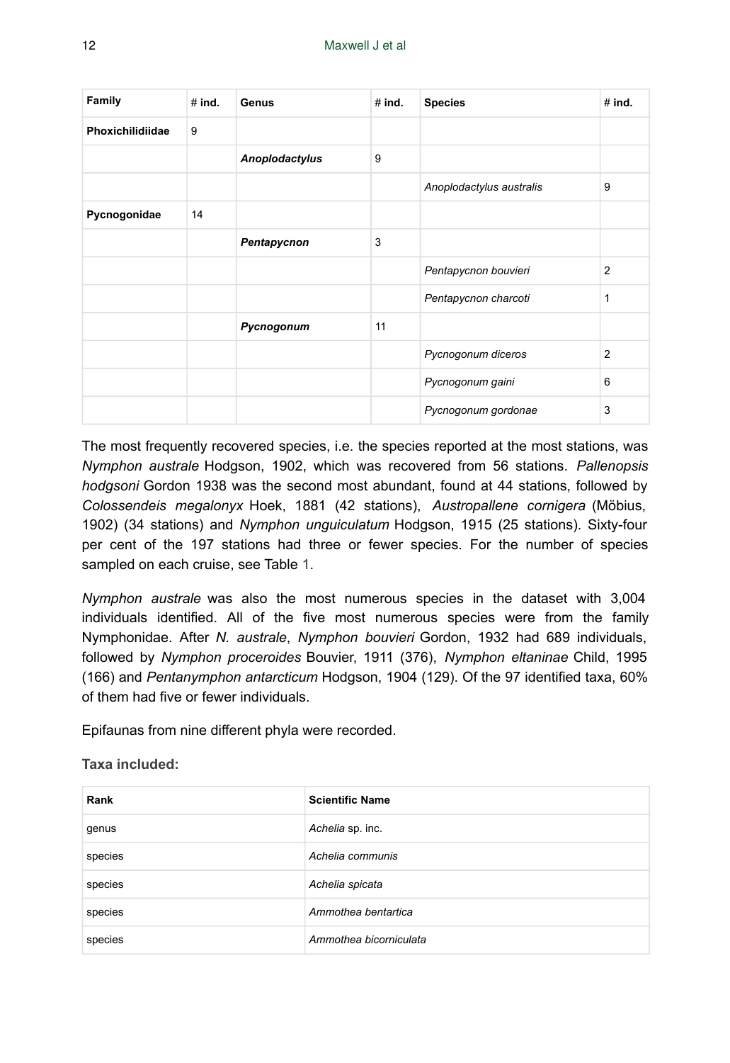| Family | # ind. | Genus | # ind. | Species | # ind. |
|---|---|---|---|---|---|
| **Phoxichilidiidae** | 9 | | | | |
| | | ***Anoplodactylus*** | 9 | | |
| | | | | *Anoplodactylus australis* | 9 |
| **Pycnogonidae** | 14 | | | | |
| | | ***Pentapycnon*** | 3 | | |
| | | | | *Pentapycnon bouvieri* | 2 |
| | | | | *Pentapycnon charcoti* | 1 |
| | | ***Pycnogonum*** | 11 | | |
| | | | | *Pycnogonum diceros* | 2 |
| | | | | *Pycnogonum gaini* | 6 |
| | | | | *Pycnogonum gordonae* | 3 |

The most frequently recovered species, i.e. the species reported at the most stations, was *Nymphon australe* Hodgson, 1902, which was recovered from 56 stations. *Pallenopsis hodgsoni* Gordon 1938 was the second most abundant, found at 44 stations, followed by *Colossendeis megalonyx* Hoek, 1881 (42 stations), *Austropallene cornigera* (Möbius, 1902) (34 stations) and *Nymphon unguiculatum* Hodgson, 1915 (25 stations). Sixty-four per cent of the 197 stations had three or fewer species. For the number of species sampled on each cruise, see Table 1.

*Nymphon australe* was also the most numerous species in the dataset with 3,004 individuals identified. All of the five most numerous species were from the family Nymphonidae. After *N. australe*, *Nymphon bouvieri* Gordon, 1932 had 689 individuals, followed by *Nymphon proceroides* Bouvier, 1911 (376), *Nymphon eltaninae* Child, 1995 (166) and *Pentanymphon antarcticum* Hodgson, 1904 (129). Of the 97 identified taxa, 60% of them had five or fewer individuals.

Epifaunas from nine different phyla were recorded.

**Taxa included:**

| Rank | Scientific Name |
|---|---|
| genus | *Achelia* sp. inc. |
| species | *Achelia communis* |
| species | *Achelia spicata* |
| species | *Ammothea bentartica* |
| species | *Ammothea bicorniculata* |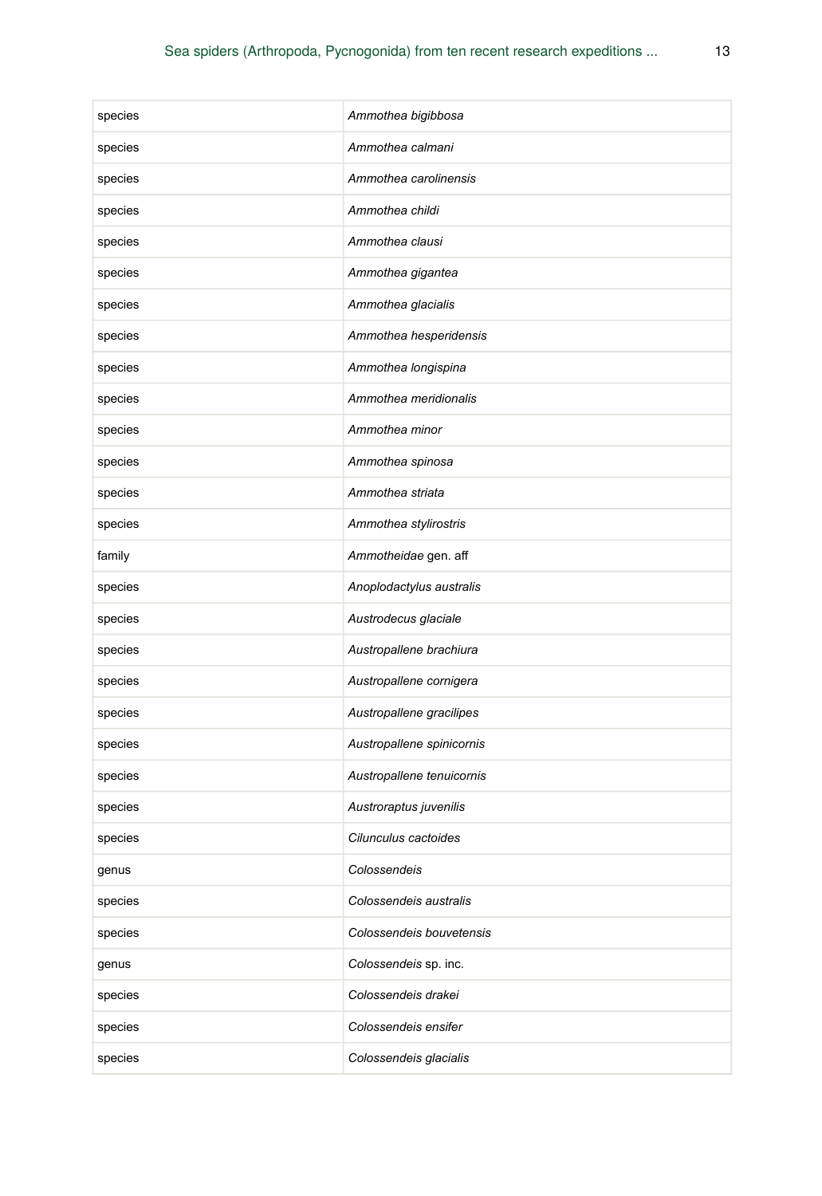| | |
|---|---|
| species | *Ammothea bigibbosa* |
| species | *Ammothea calmani* |
| species | *Ammothea carolinensis* |
| species | *Ammothea childi* |
| species | *Ammothea clausi* |
| species | *Ammothea gigantea* |
| species | *Ammothea glacialis* |
| species | *Ammothea hesperidensis* |
| species | *Ammothea longispina* |
| species | *Ammothea meridionalis* |
| species | *Ammothea minor* |
| species | *Ammothea spinosa* |
| species | *Ammothea striata* |
| species | *Ammothea stylirostris* |
| family | *Ammotheidae* gen. aff |
| species | *Anoplodactylus australis* |
| species | *Austrodecus glaciale* |
| species | *Austropallene brachiura* |
| species | *Austropallene cornigera* |
| species | *Austropallene gracilipes* |
| species | *Austropallene spinicornis* |
| species | *Austropallene tenuicornis* |
| species | *Austroraptus juvenilis* |
| species | *Cilunculus cactoides* |
| genus | *Colossendeis* |
| species | *Colossendeis australis* |
| species | *Colossendeis bouvetensis* |
| genus | *Colossendeis* sp. inc. |
| species | *Colossendeis drakei* |
| species | *Colossendeis ensifer* |
| species | *Colossendeis glacialis* |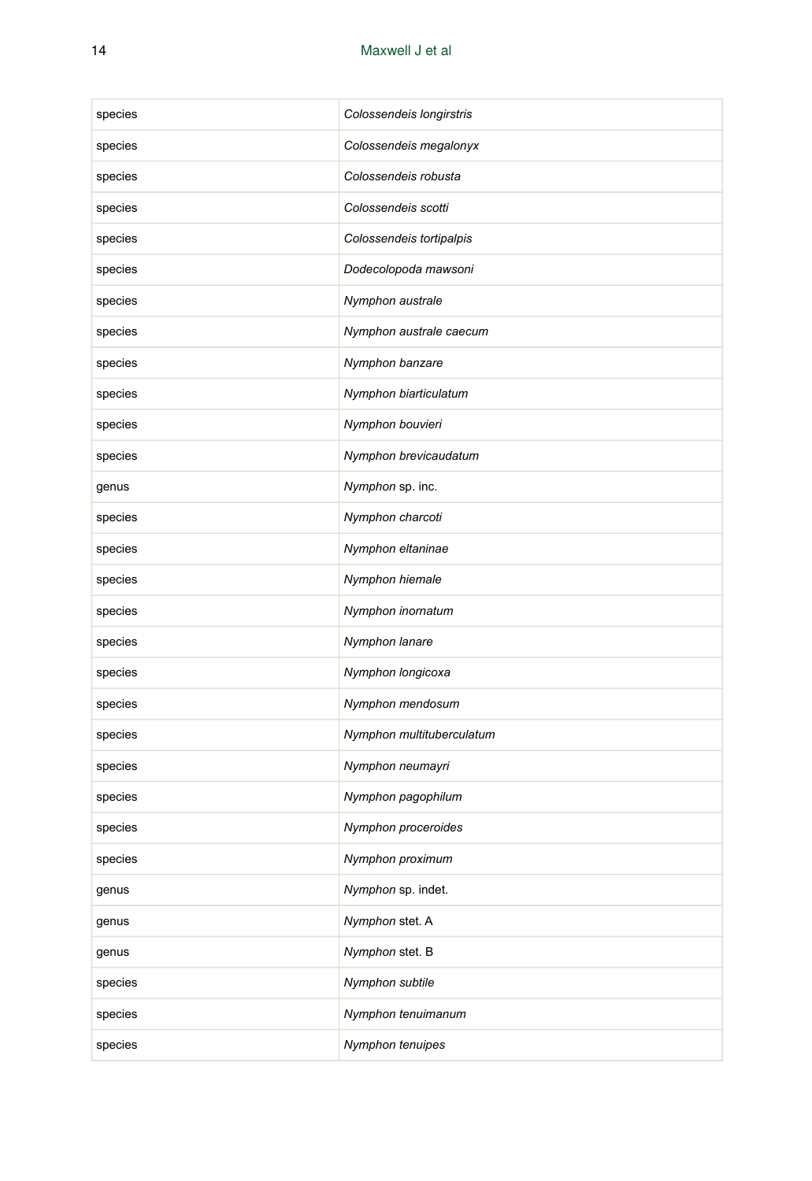| | |
|---|---|
| species | *Colossendeis longirstris* |
| species | *Colossendeis megalonyx* |
| species | *Colossendeis robusta* |
| species | *Colossendeis scotti* |
| species | *Colossendeis tortipalpis* |
| species | *Dodecolopoda mawsoni* |
| species | *Nymphon australe* |
| species | *Nymphon australe caecum* |
| species | *Nymphon banzare* |
| species | *Nymphon biarticulatum* |
| species | *Nymphon bouvieri* |
| species | *Nymphon brevicaudatum* |
| genus | *Nymphon* sp. inc. |
| species | *Nymphon charcoti* |
| species | *Nymphon eltaninae* |
| species | *Nymphon hiemale* |
| species | *Nymphon inornatum* |
| species | *Nymphon lanare* |
| species | *Nymphon longicoxa* |
| species | *Nymphon mendosum* |
| species | *Nymphon multituberculatum* |
| species | *Nymphon neumayri* |
| species | *Nymphon pagophilum* |
| species | *Nymphon proceroides* |
| species | *Nymphon proximum* |
| genus | *Nymphon* sp. indet. |
| genus | *Nymphon* stet. A |
| genus | *Nymphon* stet. B |
| species | *Nymphon subtile* |
| species | *Nymphon tenuimanum* |
| species | *Nymphon tenuipes* |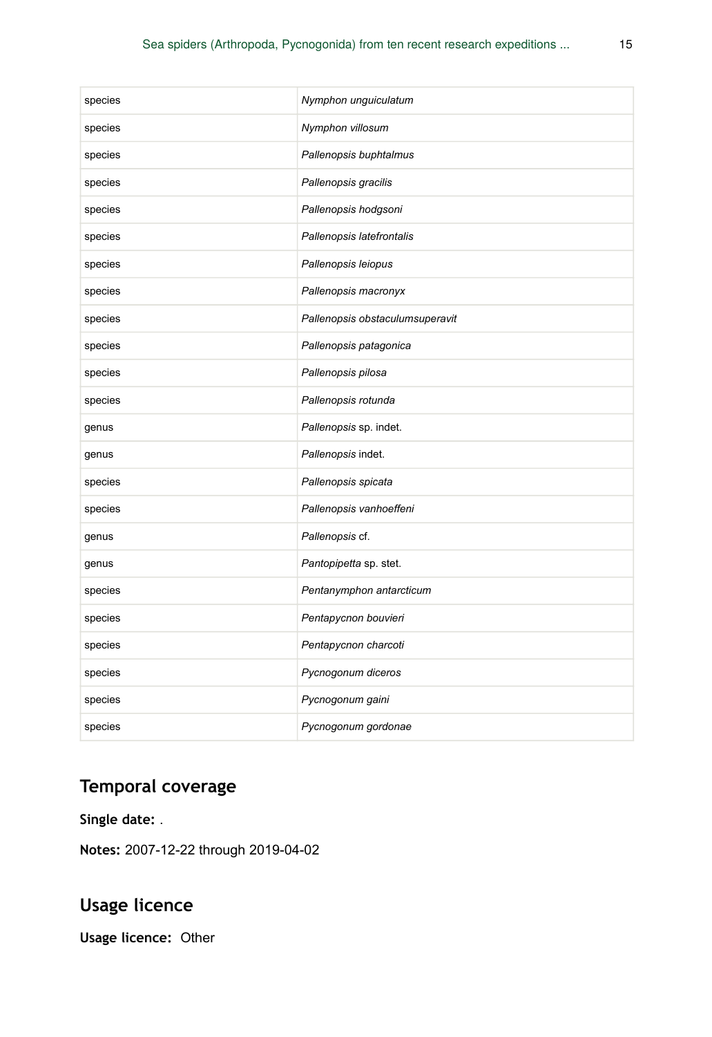| species | *Nymphon unguiculatum* |
|---|---|
| species | *Nymphon villosum* |
| species | *Pallenopsis buphtalmus* |
| species | *Pallenopsis gracilis* |
| species | *Pallenopsis hodgsoni* |
| species | *Pallenopsis latefrontalis* |
| species | *Pallenopsis leiopus* |
| species | *Pallenopsis macronyx* |
| species | *Pallenopsis obstaculumsuperavit* |
| species | *Pallenopsis patagonica* |
| species | *Pallenopsis pilosa* |
| species | *Pallenopsis rotunda* |
| genus | *Pallenopsis* sp. indet. |
| genus | *Pallenopsis* indet. |
| species | *Pallenopsis spicata* |
| species | *Pallenopsis vanhoeffeni* |
| genus | *Pallenopsis* cf. |
| genus | *Pantopipetta* sp. stet. |
| species | *Pentanymphon antarcticum* |
| species | *Pentapycnon bouvieri* |
| species | *Pentapycnon charcoti* |
| species | *Pycnogonum diceros* |
| species | *Pycnogonum gaini* |
| species | *Pycnogonum gordonae* |

## Temporal coverage

**Single date:** .

**Notes:** 2007-12-22 through 2019-04-02

## Usage licence

**Usage licence:** Other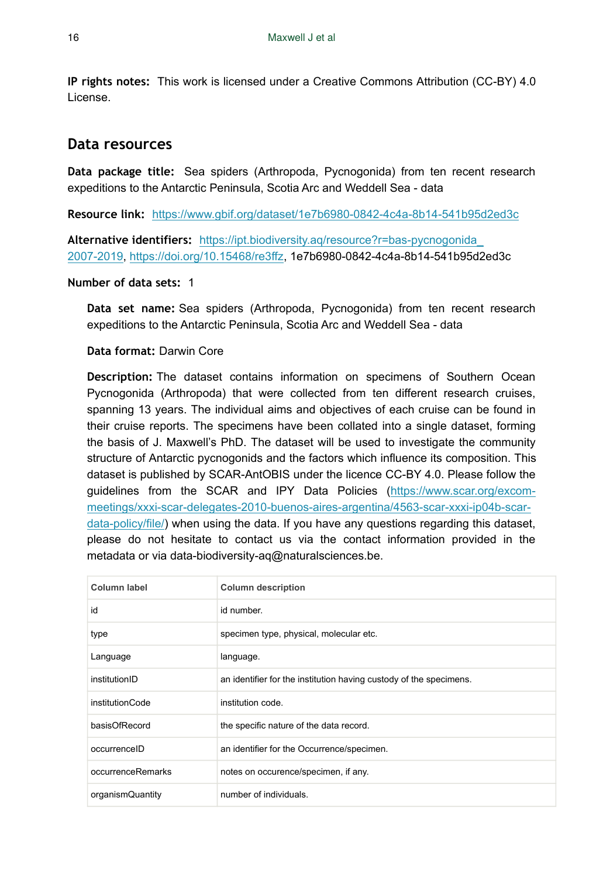**IP rights notes:** This work is licensed under a Creative Commons Attribution (CC-BY) 4.0 License.

## Data resources

**Data package title:** Sea spiders (Arthropoda, Pycnogonida) from ten recent research expeditions to the Antarctic Peninsula, Scotia Arc and Weddell Sea - data

**Resource link:** https://www.gbif.org/dataset/1e7b6980-0842-4c4a-8b14-541b95d2ed3c

**Alternative identifiers:** https://ipt.biodiversity.aq/resource?r=bas-pycnogonida_2007-2019, https://doi.org/10.15468/re3ffz, 1e7b6980-0842-4c4a-8b14-541b95d2ed3c

**Number of data sets:** 1

**Data set name:** Sea spiders (Arthropoda, Pycnogonida) from ten recent research expeditions to the Antarctic Peninsula, Scotia Arc and Weddell Sea - data

**Data format:** Darwin Core

**Description:** The dataset contains information on specimens of Southern Ocean Pycnogonida (Arthropoda) that were collected from ten different research cruises, spanning 13 years. The individual aims and objectives of each cruise can be found in their cruise reports. The specimens have been collated into a single dataset, forming the basis of J. Maxwell's PhD. The dataset will be used to investigate the community structure of Antarctic pycnogonids and the factors which influence its composition. This dataset is published by SCAR-AntOBIS under the licence CC-BY 4.0. Please follow the guidelines from the SCAR and IPY Data Policies (https://www.scar.org/excom-meetings/xxxi-scar-delegates-2010-buenos-aires-argentina/4563-scar-xxxi-ip04b-scar-data-policy/file/) when using the data. If you have any questions regarding this dataset, please do not hesitate to contact us via the contact information provided in the metadata or via data-biodiversity-aq@naturalsciences.be.

| Column label | Column description |
|---|---|
| id | id number. |
| type | specimen type, physical, molecular etc. |
| Language | language. |
| institutionID | an identifier for the institution having custody of the specimens. |
| institutionCode | institution code. |
| basisOfRecord | the specific nature of the data record. |
| occurrenceID | an identifier for the Occurrence/specimen. |
| occurrenceRemarks | notes on occurence/specimen, if any. |
| organismQuantity | number of individuals. |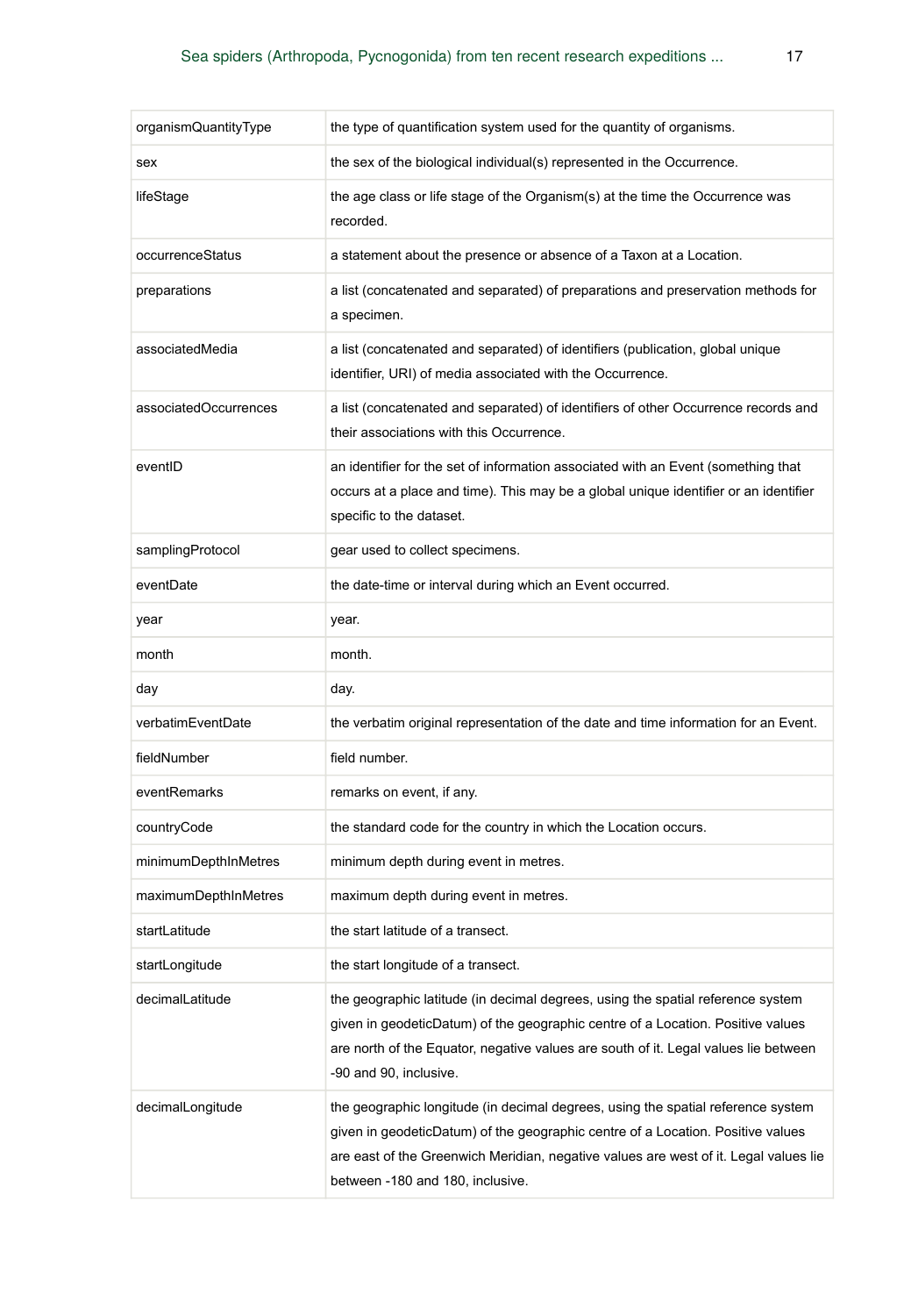| | |
|---|---|
| organismQuantityType | the type of quantification system used for the quantity of organisms. |
| sex | the sex of the biological individual(s) represented in the Occurrence. |
| lifeStage | the age class or life stage of the Organism(s) at the time the Occurrence was recorded. |
| occurrenceStatus | a statement about the presence or absence of a Taxon at a Location. |
| preparations | a list (concatenated and separated) of preparations and preservation methods for a specimen. |
| associatedMedia | a list (concatenated and separated) of identifiers (publication, global unique identifier, URI) of media associated with the Occurrence. |
| associatedOccurrences | a list (concatenated and separated) of identifiers of other Occurrence records and their associations with this Occurrence. |
| eventID | an identifier for the set of information associated with an Event (something that occurs at a place and time). This may be a global unique identifier or an identifier specific to the dataset. |
| samplingProtocol | gear used to collect specimens. |
| eventDate | the date-time or interval during which an Event occurred. |
| year | year. |
| month | month. |
| day | day. |
| verbatimEventDate | the verbatim original representation of the date and time information for an Event. |
| fieldNumber | field number. |
| eventRemarks | remarks on event, if any. |
| countryCode | the standard code for the country in which the Location occurs. |
| minimumDepthInMetres | minimum depth during event in metres. |
| maximumDepthInMetres | maximum depth during event in metres. |
| startLatitude | the start latitude of a transect. |
| startLongitude | the start longitude of a transect. |
| decimalLatitude | the geographic latitude (in decimal degrees, using the spatial reference system given in geodeticDatum) of the geographic centre of a Location. Positive values are north of the Equator, negative values are south of it. Legal values lie between -90 and 90, inclusive. |
| decimalLongitude | the geographic longitude (in decimal degrees, using the spatial reference system given in geodeticDatum) of the geographic centre of a Location. Positive values are east of the Greenwich Meridian, negative values are west of it. Legal values lie between -180 and 180, inclusive. |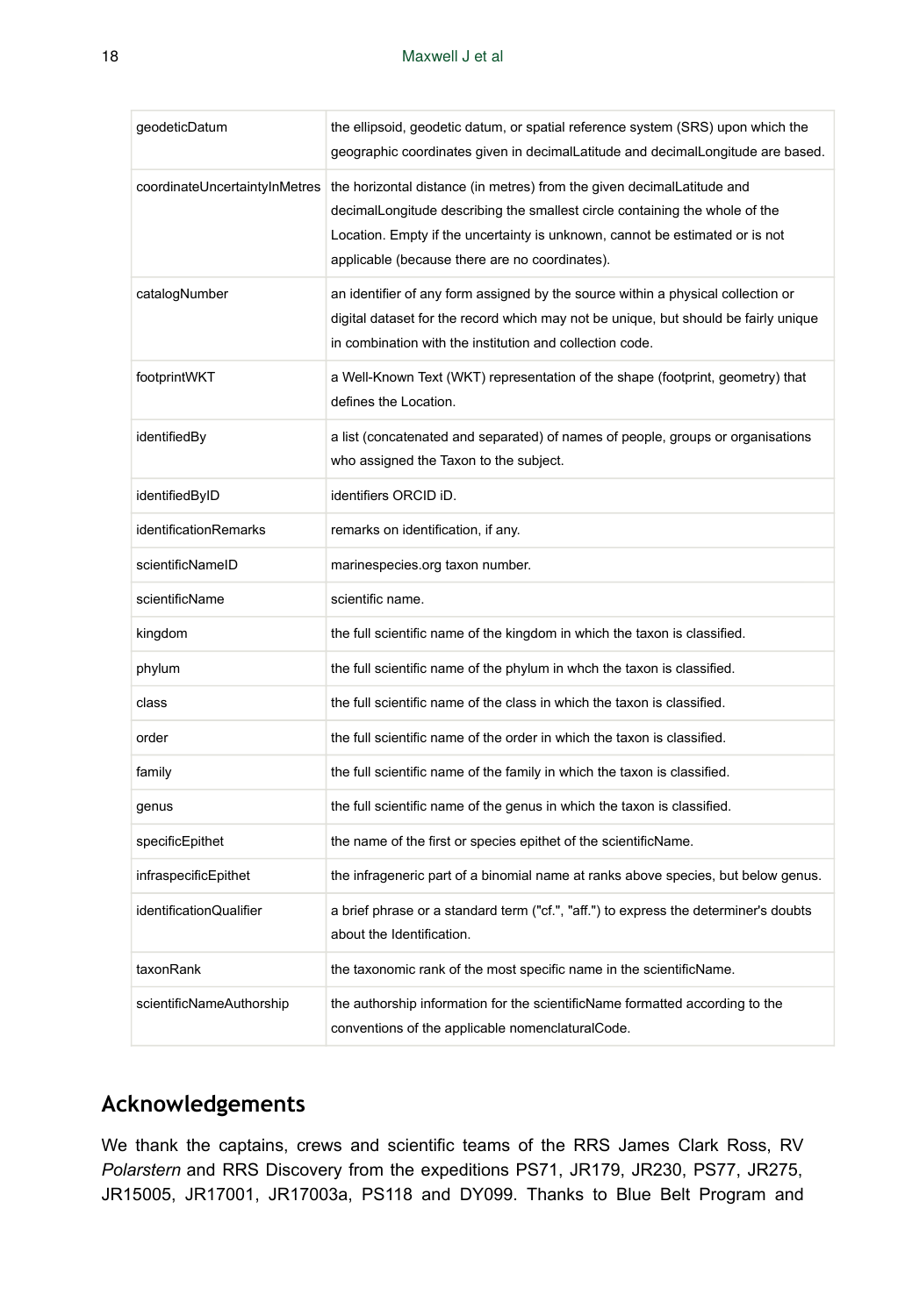| geodeticDatum | the ellipsoid, geodetic datum, or spatial reference system (SRS) upon which the geographic coordinates given in decimalLatitude and decimalLongitude are based. |
|---|---|
| coordinateUncertaintyInMetres | the horizontal distance (in metres) from the given decimalLatitude and decimalLongitude describing the smallest circle containing the whole of the Location. Empty if the uncertainty is unknown, cannot be estimated or is not applicable (because there are no coordinates). |
| catalogNumber | an identifier of any form assigned by the source within a physical collection or digital dataset for the record which may not be unique, but should be fairly unique in combination with the institution and collection code. |
| footprintWKT | a Well-Known Text (WKT) representation of the shape (footprint, geometry) that defines the Location. |
| identifiedBy | a list (concatenated and separated) of names of people, groups or organisations who assigned the Taxon to the subject. |
| identifiedByID | identifiers ORCID iD. |
| identificationRemarks | remarks on identification, if any. |
| scientificNameID | marinespecies.org taxon number. |
| scientificName | scientific name. |
| kingdom | the full scientific name of the kingdom in which the taxon is classified. |
| phylum | the full scientific name of the phylum in whch the taxon is classified. |
| class | the full scientific name of the class in which the taxon is classified. |
| order | the full scientific name of the order in which the taxon is classified. |
| family | the full scientific name of the family in which the taxon is classified. |
| genus | the full scientific name of the genus in which the taxon is classified. |
| specificEpithet | the name of the first or species epithet of the scientificName. |
| infraspecificEpithet | the infrageneric part of a binomial name at ranks above species, but below genus. |
| identificationQualifier | a brief phrase or a standard term ("cf.", "aff.") to express the determiner's doubts about the Identification. |
| taxonRank | the taxonomic rank of the most specific name in the scientificName. |
| scientificNameAuthorship | the authorship information for the scientificName formatted according to the conventions of the applicable nomenclaturalCode. |

## Acknowledgements

We thank the captains, crews and scientific teams of the RRS James Clark Ross, RV *Polarstern* and RRS Discovery from the expeditions PS71, JR179, JR230, PS77, JR275, JR15005, JR17001, JR17003a, PS118 and DY099. Thanks to Blue Belt Program and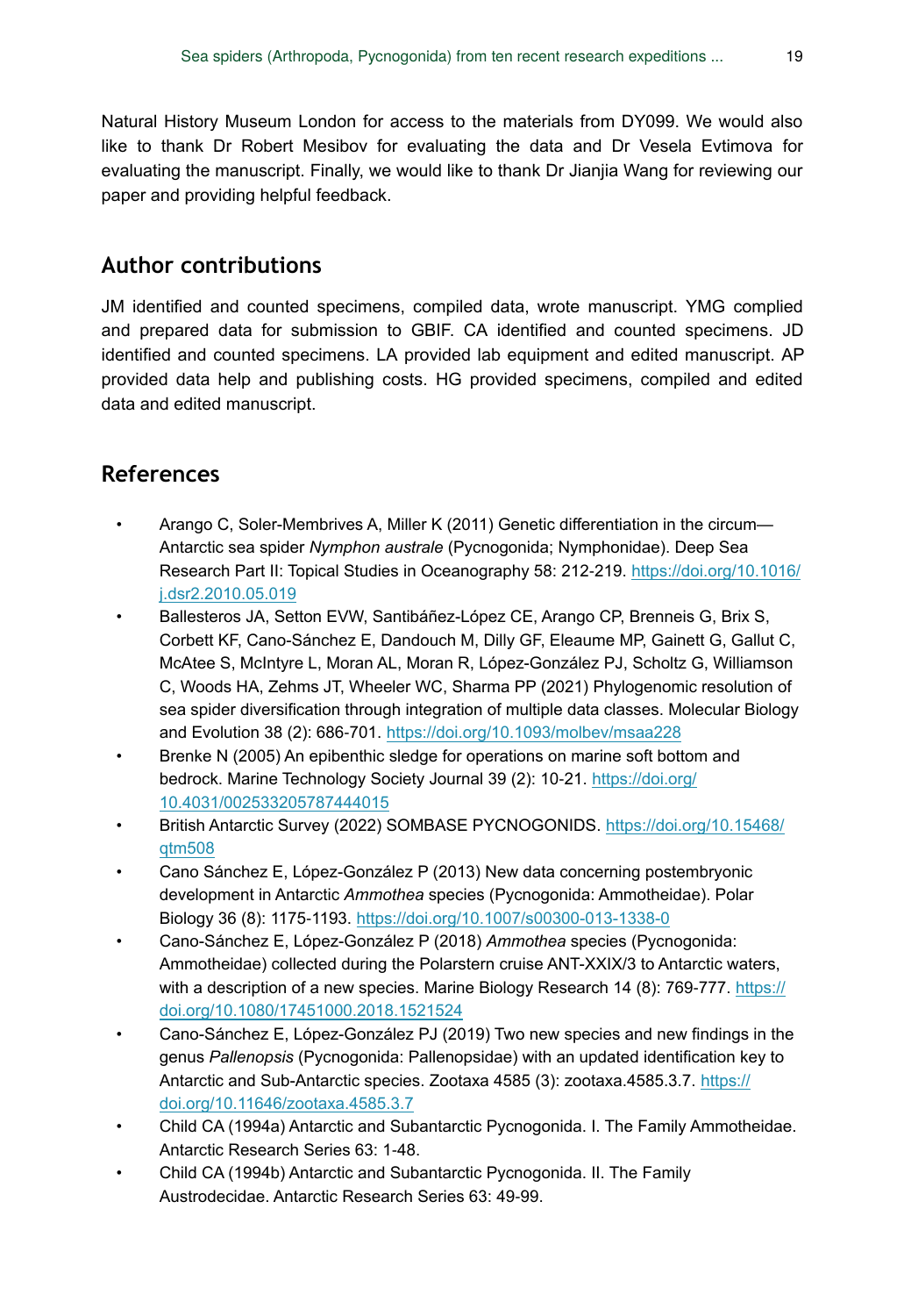Natural History Museum London for access to the materials from DY099. We would also like to thank Dr Robert Mesibov for evaluating the data and Dr Vesela Evtimova for evaluating the manuscript. Finally, we would like to thank Dr Jianjia Wang for reviewing our paper and providing helpful feedback.

## Author contributions

JM identified and counted specimens, compiled data, wrote manuscript. YMG complied and prepared data for submission to GBIF. CA identified and counted specimens. JD identified and counted specimens. LA provided lab equipment and edited manuscript. AP provided data help and publishing costs. HG provided specimens, compiled and edited data and edited manuscript.

## References

- Arango C, Soler-Membrives A, Miller K (2011) Genetic differentiation in the circum—Antarctic sea spider *Nymphon australe* (Pycnogonida; Nymphonidae). Deep Sea Research Part II: Topical Studies in Oceanography 58: 212-219. https://doi.org/10.1016/j.dsr2.2010.05.019
- Ballesteros JA, Setton EVW, Santibáñez-López CE, Arango CP, Brenneis G, Brix S, Corbett KF, Cano-Sánchez E, Dandouch M, Dilly GF, Eleaume MP, Gainett G, Gallut C, McAtee S, McIntyre L, Moran AL, Moran R, López-González PJ, Scholtz G, Williamson C, Woods HA, Zehms JT, Wheeler WC, Sharma PP (2021) Phylogenomic resolution of sea spider diversification through integration of multiple data classes. Molecular Biology and Evolution 38 (2): 686-701. https://doi.org/10.1093/molbev/msaa228
- Brenke N (2005) An epibenthic sledge for operations on marine soft bottom and bedrock. Marine Technology Society Journal 39 (2): 10-21. https://doi.org/10.4031/002533205787444015
- British Antarctic Survey (2022) SOMBASE PYCNOGONIDS. https://doi.org/10.15468/qtm508
- Cano Sánchez E, López-González P (2013) New data concerning postembryonic development in Antarctic *Ammothea* species (Pycnogonida: Ammotheidae). Polar Biology 36 (8): 1175-1193. https://doi.org/10.1007/s00300-013-1338-0
- Cano-Sánchez E, López-González P (2018) *Ammothea* species (Pycnogonida: Ammotheidae) collected during the Polarstern cruise ANT-XXIX/3 to Antarctic waters, with a description of a new species. Marine Biology Research 14 (8): 769-777. https://doi.org/10.1080/17451000.2018.1521524
- Cano-Sánchez E, López-González PJ (2019) Two new species and new findings in the genus *Pallenopsis* (Pycnogonida: Pallenopsidae) with an updated identification key to Antarctic and Sub-Antarctic species. Zootaxa 4585 (3): zootaxa.4585.3.7. https://doi.org/10.11646/zootaxa.4585.3.7
- Child CA (1994a) Antarctic and Subantarctic Pycnogonida. I. The Family Ammotheidae. Antarctic Research Series 63: 1-48.
- Child CA (1994b) Antarctic and Subantarctic Pycnogonida. II. The Family Austrodecidae. Antarctic Research Series 63: 49-99.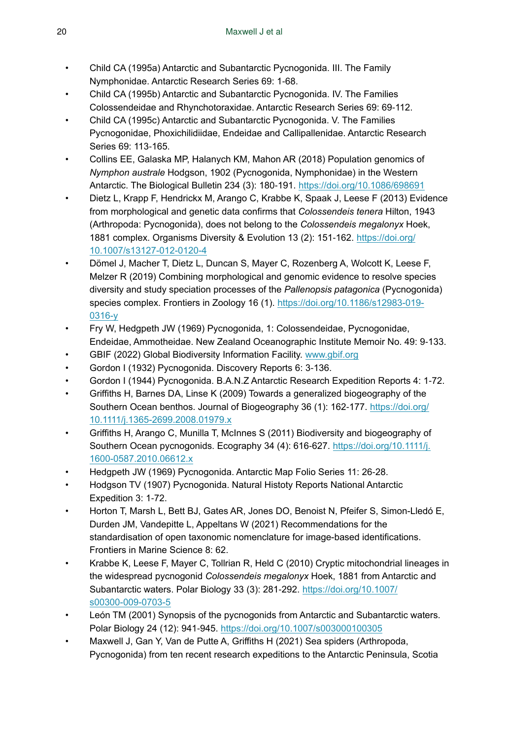- Child CA (1995a) Antarctic and Subantarctic Pycnogonida. III. The Family Nymphonidae. Antarctic Research Series 69: 1-68.
- Child CA (1995b) Antarctic and Subantarctic Pycnogonida. IV. The Families Colossendeidae and Rhynchothoraxidae. Antarctic Research Series 69: 69-112.
- Child CA (1995c) Antarctic and Subantarctic Pycnogonida. V. The Families Pycnogonidae, Phoxichilidiidae, Endeidae and Callipallenidae. Antarctic Research Series 69: 113-165.
- Collins EE, Galaska MP, Halanych KM, Mahon AR (2018) Population genomics of *Nymphon australe* Hodgson, 1902 (Pycnogonida, Nymphonidae) in the Western Antarctic. The Biological Bulletin 234 (3): 180-191. https://doi.org/10.1086/698691
- Dietz L, Krapp F, Hendrickx M, Arango C, Krabbe K, Spaak J, Leese F (2013) Evidence from morphological and genetic data confirms that *Colossendeis tenera* Hilton, 1943 (Arthropoda: Pycnogonida), does not belong to the *Colossendeis megalonyx* Hoek, 1881 complex. Organisms Diversity & Evolution 13 (2): 151-162. https://doi.org/10.1007/s13127-012-0120-4
- Dömel J, Macher T, Dietz L, Duncan S, Mayer C, Rozenberg A, Wolcott K, Leese F, Melzer R (2019) Combining morphological and genomic evidence to resolve species diversity and study speciation processes of the *Pallenopsis patagonica* (Pycnogonida) species complex. Frontiers in Zoology 16 (1). https://doi.org/10.1186/s12983-019-0316-y
- Fry W, Hedgpeth JW (1969) Pycnogonida, 1: Colossendeidae, Pycnogonidae, Endeidae, Ammotheidae. New Zealand Oceanographic Institute Memoir No. 49: 9-133.
- GBIF (2022) Global Biodiversity Information Facility. www.gbif.org
- Gordon I (1932) Pycnogonida. Discovery Reports 6: 3-136.
- Gordon I (1944) Pycnogonida. B.A.N.Z Antarctic Research Expedition Reports 4: 1-72.
- Griffiths H, Barnes DA, Linse K (2009) Towards a generalized biogeography of the Southern Ocean benthos. Journal of Biogeography 36 (1): 162-177. https://doi.org/10.1111/j.1365-2699.2008.01979.x
- Griffiths H, Arango C, Munilla T, McInnes S (2011) Biodiversity and biogeography of Southern Ocean pycnogonids. Ecography 34 (4): 616-627. https://doi.org/10.1111/j.1600-0587.2010.06612.x
- Hedgpeth JW (1969) Pycnogonida. Antarctic Map Folio Series 11: 26-28.
- Hodgson TV (1907) Pycnogonida. Natural Histoty Reports National Antarctic Expedition 3: 1-72.
- Horton T, Marsh L, Bett BJ, Gates AR, Jones DO, Benoist N, Pfeifer S, Simon-Lledó E, Durden JM, Vandepitte L, Appeltans W (2021) Recommendations for the standardisation of open taxonomic nomenclature for image-based identifications. Frontiers in Marine Science 8: 62.
- Krabbe K, Leese F, Mayer C, Tollrian R, Held C (2010) Cryptic mitochondrial lineages in the widespread pycnogonid *Colossendeis megalonyx* Hoek, 1881 from Antarctic and Subantarctic waters. Polar Biology 33 (3): 281-292. https://doi.org/10.1007/s00300-009-0703-5
- León TM (2001) Synopsis of the pycnogonids from Antarctic and Subantarctic waters. Polar Biology 24 (12): 941-945. https://doi.org/10.1007/s003000100305
- Maxwell J, Gan Y, Van de Putte A, Griffiths H (2021) Sea spiders (Arthropoda, Pycnogonida) from ten recent research expeditions to the Antarctic Peninsula, Scotia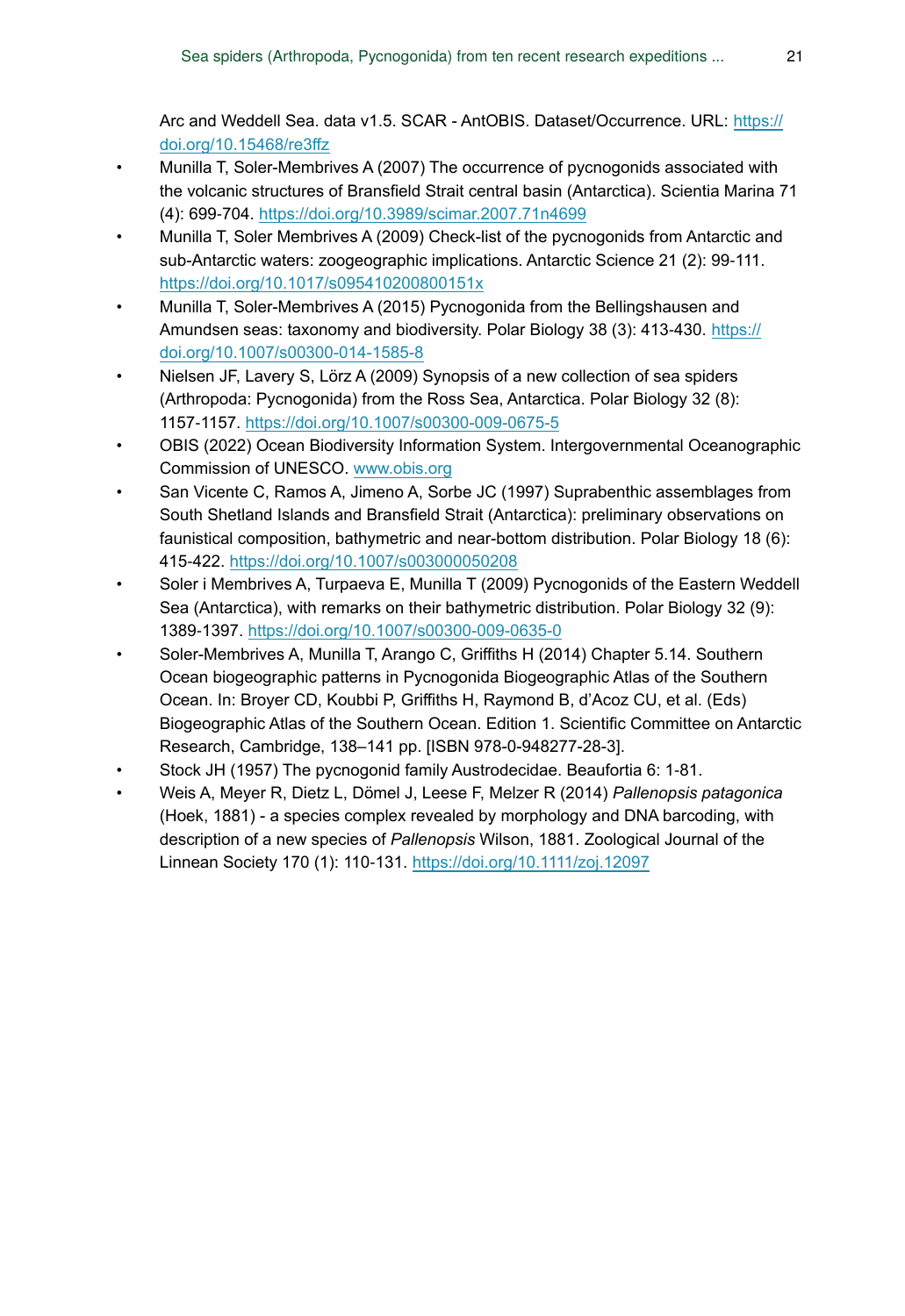Arc and Weddell Sea. data v1.5. SCAR - AntOBIS. Dataset/Occurrence. URL: https://doi.org/10.15468/re3ffz

- Munilla T, Soler-Membrives A (2007) The occurrence of pycnogonids associated with the volcanic structures of Bransfield Strait central basin (Antarctica). Scientia Marina 71 (4): 699-704. https://doi.org/10.3989/scimar.2007.71n4699
- Munilla T, Soler Membrives A (2009) Check-list of the pycnogonids from Antarctic and sub-Antarctic waters: zoogeographic implications. Antarctic Science 21 (2): 99-111. https://doi.org/10.1017/s095410200800151x
- Munilla T, Soler-Membrives A (2015) Pycnogonida from the Bellingshausen and Amundsen seas: taxonomy and biodiversity. Polar Biology 38 (3): 413-430. https://doi.org/10.1007/s00300-014-1585-8
- Nielsen JF, Lavery S, Lörz A (2009) Synopsis of a new collection of sea spiders (Arthropoda: Pycnogonida) from the Ross Sea, Antarctica. Polar Biology 32 (8): 1157-1157. https://doi.org/10.1007/s00300-009-0675-5
- OBIS (2022) Ocean Biodiversity Information System. Intergovernmental Oceanographic Commission of UNESCO. www.obis.org
- San Vicente C, Ramos A, Jimeno A, Sorbe JC (1997) Suprabenthic assemblages from South Shetland Islands and Bransfield Strait (Antarctica): preliminary observations on faunistical composition, bathymetric and near-bottom distribution. Polar Biology 18 (6): 415-422. https://doi.org/10.1007/s003000050208
- Soler i Membrives A, Turpaeva E, Munilla T (2009) Pycnogonids of the Eastern Weddell Sea (Antarctica), with remarks on their bathymetric distribution. Polar Biology 32 (9): 1389-1397. https://doi.org/10.1007/s00300-009-0635-0
- Soler-Membrives A, Munilla T, Arango C, Griffiths H (2014) Chapter 5.14. Southern Ocean biogeographic patterns in Pycnogonida Biogeographic Atlas of the Southern Ocean. In: Broyer CD, Koubbi P, Griffiths H, Raymond B, d'Acoz CU, et al. (Eds) Biogeographic Atlas of the Southern Ocean. Edition 1. Scientific Committee on Antarctic Research, Cambridge, 138–141 pp. [ISBN 978-0-948277-28-3].
- Stock JH (1957) The pycnogonid family Austrodecidae. Beaufortia 6: 1-81.
- Weis A, Meyer R, Dietz L, Dömel J, Leese F, Melzer R (2014) *Pallenopsis patagonica* (Hoek, 1881) - a species complex revealed by morphology and DNA barcoding, with description of a new species of *Pallenopsis* Wilson, 1881. Zoological Journal of the Linnean Society 170 (1): 110-131. https://doi.org/10.1111/zoj.12097